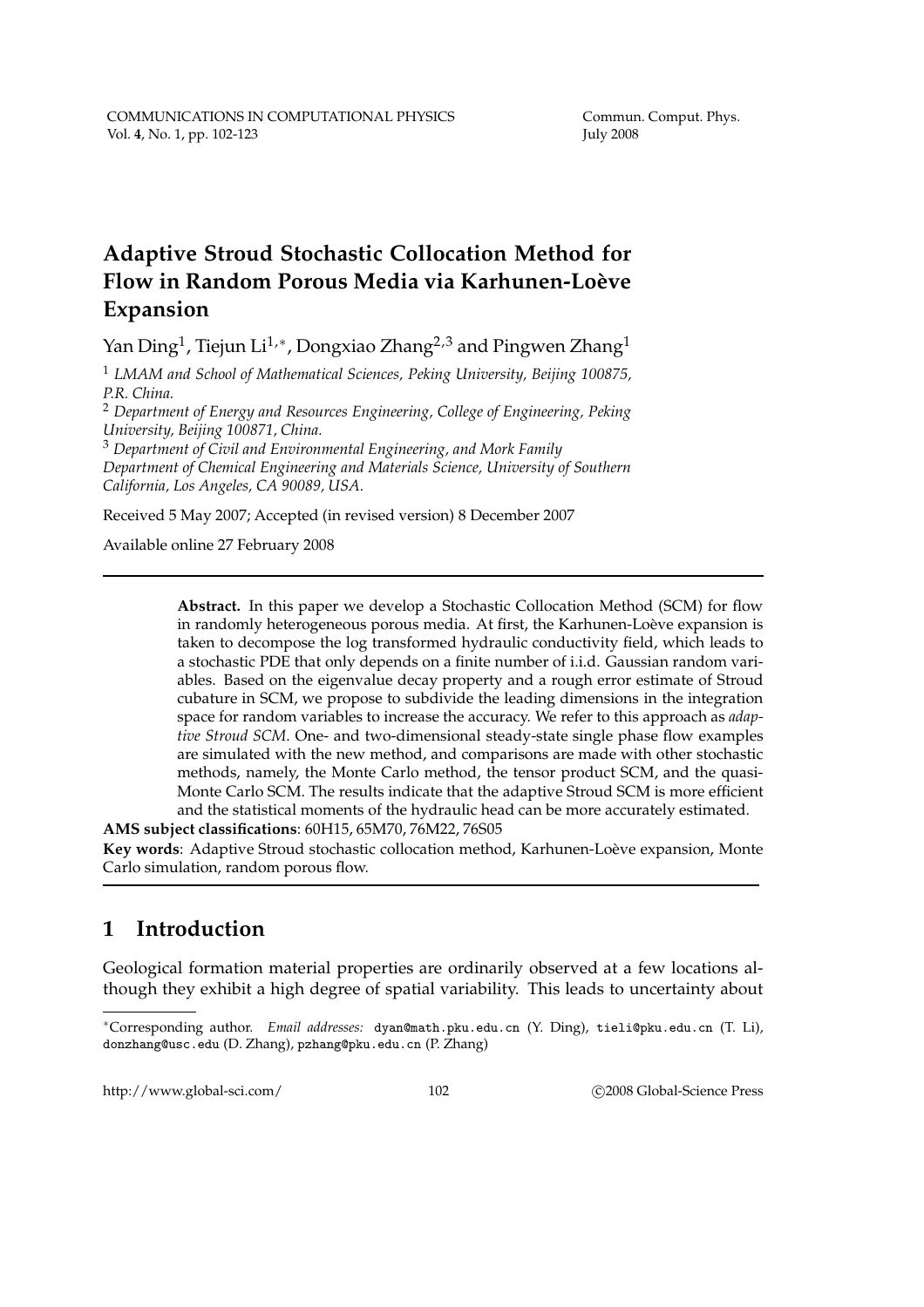# Adaptive Stroud Stochastic Collocation Method for Flow in Random Porous Media via Karhunen-Loève Expansion

Yan Ding[1], Tiejun Li[1,*], Dongxiao Zhang[2,3] and Pingwen Zhang[1]

[1] *LMAM and School of Mathematical Sciences, Peking University, Beijing 100875, P.R. China.*

[2] *Department of Energy and Resources Engineering, College of Engineering, Peking University, Beijing 100871, China.*

[3] *Department of Civil and Environmental Engineering, and Mork Family Department of Chemical Engineering and Materials Science, University of Southern California, Los Angeles, CA 90089, USA.*

Received 5 May 2007; Accepted (in revised version) 8 December 2007

Available online 27 February 2008

---

**Abstract.** In this paper we develop a Stochastic Collocation Method (SCM) for flow in randomly heterogeneous porous media. At first, the Karhunen-Loève expansion is taken to decompose the log transformed hydraulic conductivity field, which leads to a stochastic PDE that only depends on a finite number of i.i.d. Gaussian random variables. Based on the eigenvalue decay property and a rough error estimate of Stroud cubature in SCM, we propose to subdivide the leading dimensions in the integration space for random variables to increase the accuracy. We refer to this approach as *adaptive Stroud SCM*. One- and two-dimensional steady-state single phase flow examples are simulated with the new method, and comparisons are made with other stochastic methods, namely, the Monte Carlo method, the tensor product SCM, and the quasi-Monte Carlo SCM. The results indicate that the adaptive Stroud SCM is more efficient and the statistical moments of the hydraulic head can be more accurately estimated.

**AMS subject classifications**: 60H15, 65M70, 76M22, 76S05

**Key words**: Adaptive Stroud stochastic collocation method, Karhunen-Loève expansion, Monte Carlo simulation, random porous flow.

---

## 1 Introduction

Geological formation material properties are ordinarily observed at a few locations although they exhibit a high degree of spatial variability. This leads to uncertainty about

---

*Corresponding author. *Email addresses:* dyan@math.pku.edu.cn (Y. Ding), tieli@pku.edu.cn (T. Li), donzhang@usc.edu (D. Zhang), pzhang@pku.edu.cn (P. Zhang)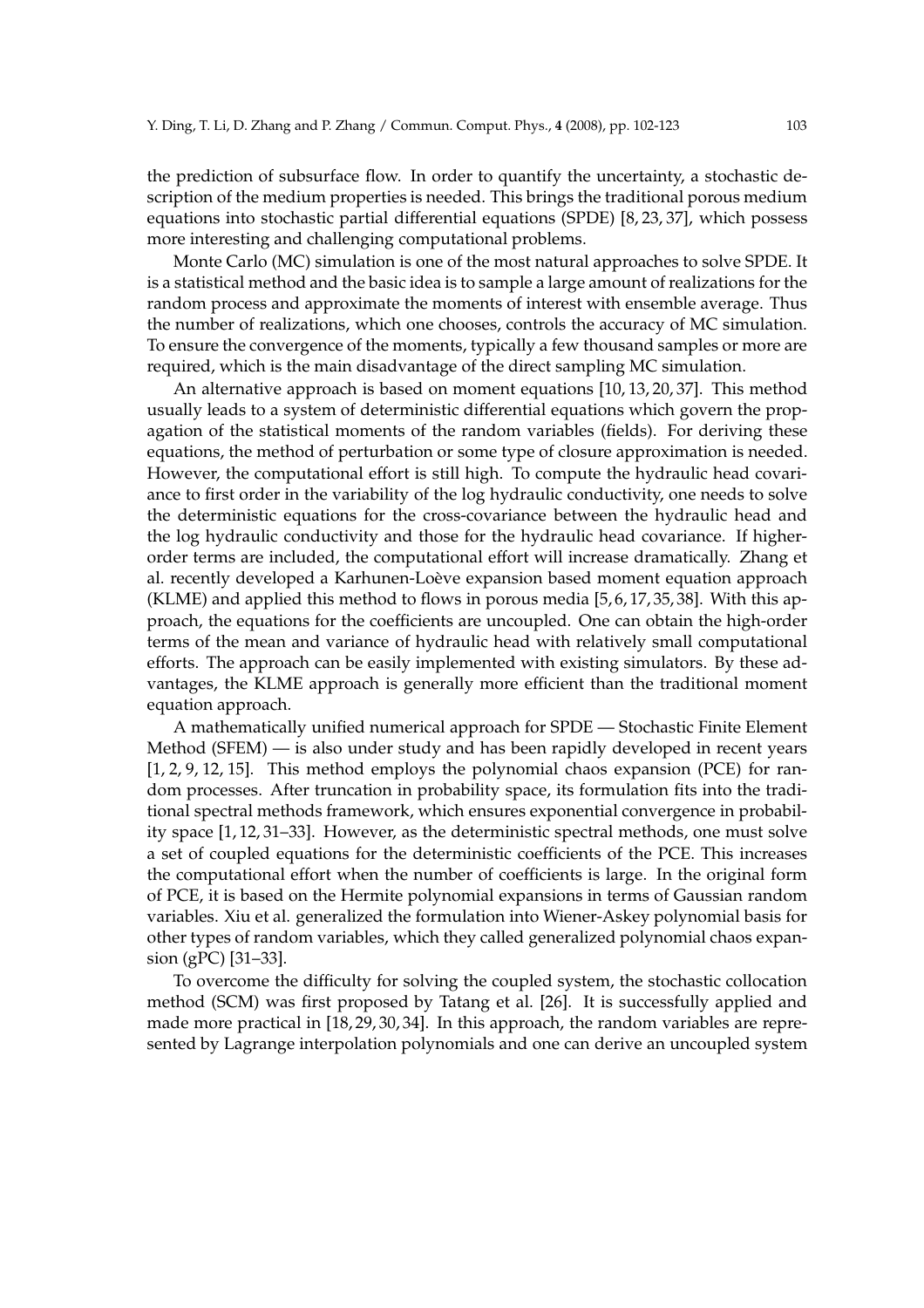the prediction of subsurface flow. In order to quantify the uncertainty, a stochastic description of the medium properties is needed. This brings the traditional porous medium equations into stochastic partial differential equations (SPDE) [8, 23, 37], which possess more interesting and challenging computational problems.

Monte Carlo (MC) simulation is one of the most natural approaches to solve SPDE. It is a statistical method and the basic idea is to sample a large amount of realizations for the random process and approximate the moments of interest with ensemble average. Thus the number of realizations, which one chooses, controls the accuracy of MC simulation. To ensure the convergence of the moments, typically a few thousand samples or more are required, which is the main disadvantage of the direct sampling MC simulation.

An alternative approach is based on moment equations [10, 13, 20, 37]. This method usually leads to a system of deterministic differential equations which govern the propagation of the statistical moments of the random variables (fields). For deriving these equations, the method of perturbation or some type of closure approximation is needed. However, the computational effort is still high. To compute the hydraulic head covariance to first order in the variability of the log hydraulic conductivity, one needs to solve the deterministic equations for the cross-covariance between the hydraulic head and the log hydraulic conductivity and those for the hydraulic head covariance. If higher-order terms are included, the computational effort will increase dramatically. Zhang et al. recently developed a Karhunen-Loève expansion based moment equation approach (KLME) and applied this method to flows in porous media [5, 6, 17, 35, 38]. With this approach, the equations for the coefficients are uncoupled. One can obtain the high-order terms of the mean and variance of hydraulic head with relatively small computational efforts. The approach can be easily implemented with existing simulators. By these advantages, the KLME approach is generally more efficient than the traditional moment equation approach.

A mathematically unified numerical approach for SPDE — Stochastic Finite Element Method (SFEM) — is also under study and has been rapidly developed in recent years [1, 2, 9, 12, 15]. This method employs the polynomial chaos expansion (PCE) for random processes. After truncation in probability space, its formulation fits into the traditional spectral methods framework, which ensures exponential convergence in probability space [1, 12, 31–33]. However, as the deterministic spectral methods, one must solve a set of coupled equations for the deterministic coefficients of the PCE. This increases the computational effort when the number of coefficients is large. In the original form of PCE, it is based on the Hermite polynomial expansions in terms of Gaussian random variables. Xiu et al. generalized the formulation into Wiener-Askey polynomial basis for other types of random variables, which they called generalized polynomial chaos expansion (gPC) [31–33].

To overcome the difficulty for solving the coupled system, the stochastic collocation method (SCM) was first proposed by Tatang et al. [26]. It is successfully applied and made more practical in [18, 29, 30, 34]. In this approach, the random variables are represented by Lagrange interpolation polynomials and one can derive an uncoupled system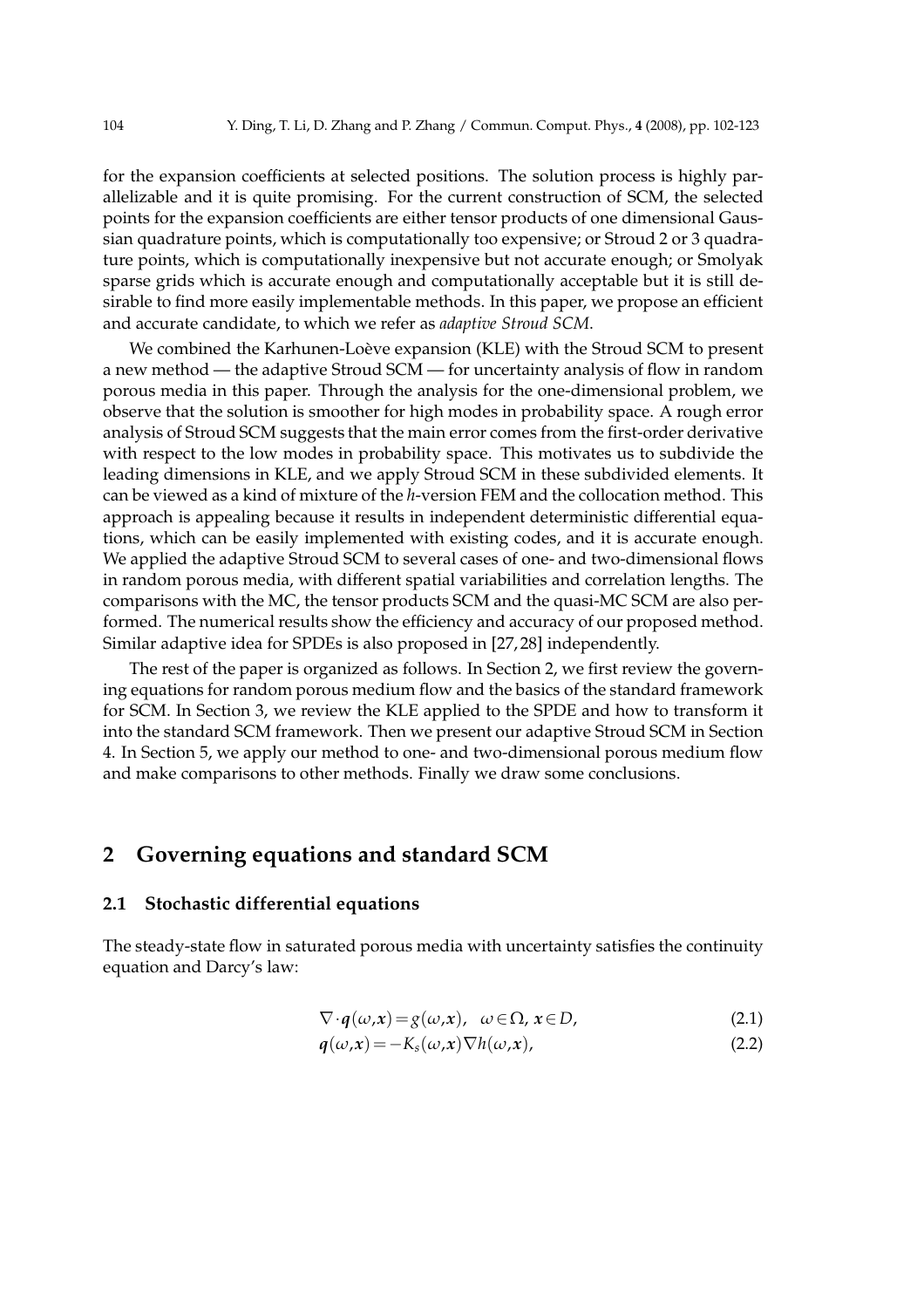for the expansion coefficients at selected positions. The solution process is highly parallelizable and it is quite promising. For the current construction of SCM, the selected points for the expansion coefficients are either tensor products of one dimensional Gaussian quadrature points, which is computationally too expensive; or Stroud 2 or 3 quadrature points, which is computationally inexpensive but not accurate enough; or Smolyak sparse grids which is accurate enough and computationally acceptable but it is still desirable to find more easily implementable methods. In this paper, we propose an efficient and accurate candidate, to which we refer as *adaptive Stroud SCM*.

We combined the Karhunen-Loève expansion (KLE) with the Stroud SCM to present a new method — the adaptive Stroud SCM — for uncertainty analysis of flow in random porous media in this paper. Through the analysis for the one-dimensional problem, we observe that the solution is smoother for high modes in probability space. A rough error analysis of Stroud SCM suggests that the main error comes from the first-order derivative with respect to the low modes in probability space. This motivates us to subdivide the leading dimensions in KLE, and we apply Stroud SCM in these subdivided elements. It can be viewed as a kind of mixture of the *h*-version FEM and the collocation method. This approach is appealing because it results in independent deterministic differential equations, which can be easily implemented with existing codes, and it is accurate enough. We applied the adaptive Stroud SCM to several cases of one- and two-dimensional flows in random porous media, with different spatial variabilities and correlation lengths. The comparisons with the MC, the tensor products SCM and the quasi-MC SCM are also performed. The numerical results show the efficiency and accuracy of our proposed method. Similar adaptive idea for SPDEs is also proposed in [27, 28] independently.

The rest of the paper is organized as follows. In Section 2, we first review the governing equations for random porous medium flow and the basics of the standard framework for SCM. In Section 3, we review the KLE applied to the SPDE and how to transform it into the standard SCM framework. Then we present our adaptive Stroud SCM in Section 4. In Section 5, we apply our method to one- and two-dimensional porous medium flow and make comparisons to other methods. Finally we draw some conclusions.

## 2 Governing equations and standard SCM

### 2.1 Stochastic differential equations

The steady-state flow in saturated porous media with uncertainty satisfies the continuity equation and Darcy's law:

$$\nabla \cdot \boldsymbol{q}(\omega, \boldsymbol{x}) = g(\omega, \boldsymbol{x}), \quad \omega \in \Omega, \ \boldsymbol{x} \in D, \tag{2.1}$$

$$\boldsymbol{q}(\omega, \boldsymbol{x}) = -K_s(\omega, \boldsymbol{x}) \nabla h(\omega, \boldsymbol{x}), \tag{2.2}$$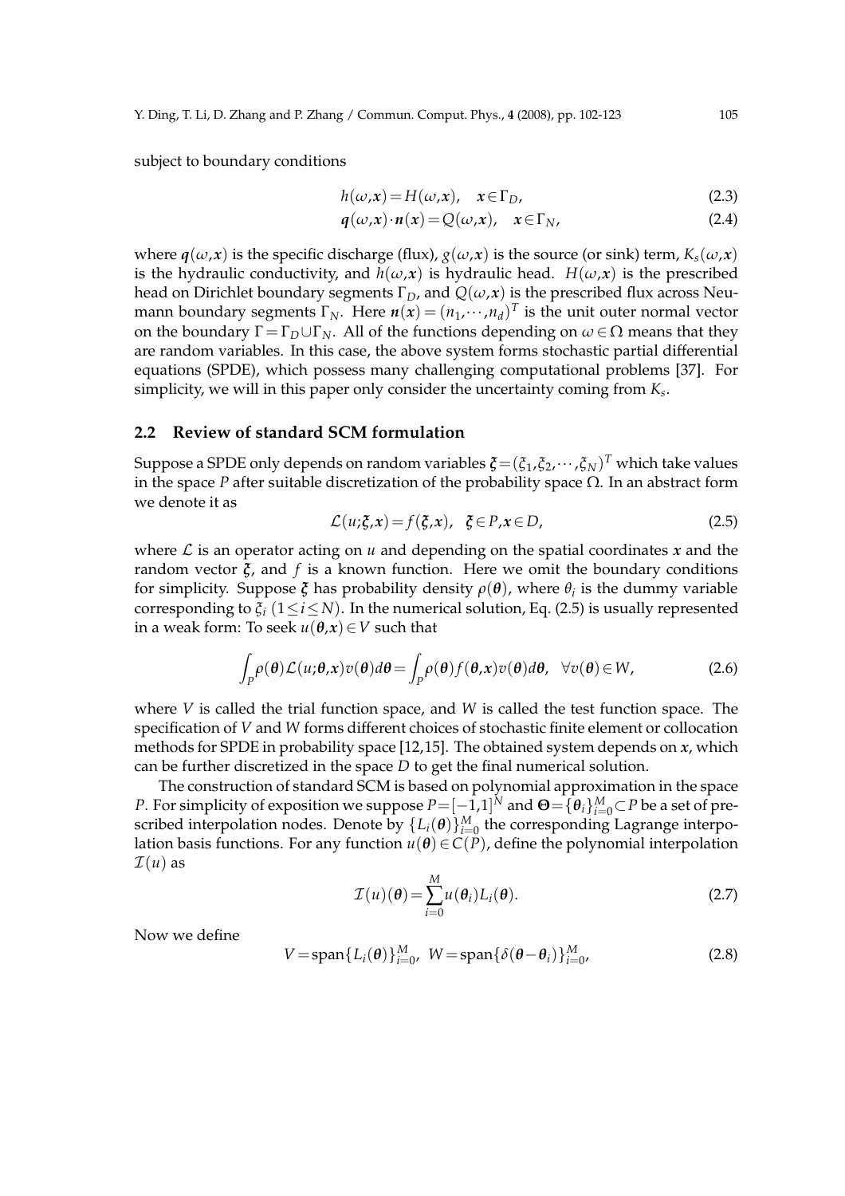subject to boundary conditions

$$h(\omega,\boldsymbol{x}) = H(\omega,\boldsymbol{x}), \quad \boldsymbol{x} \in \Gamma_D, \tag{2.3}$$

$$\boldsymbol{q}(\omega,\boldsymbol{x}) \cdot \boldsymbol{n}(\boldsymbol{x}) = Q(\omega,\boldsymbol{x}), \quad \boldsymbol{x} \in \Gamma_N, \tag{2.4}$$

where $\boldsymbol{q}(\omega,\boldsymbol{x})$ is the specific discharge (flux), $g(\omega,\boldsymbol{x})$ is the source (or sink) term, $K_s(\omega,\boldsymbol{x})$ is the hydraulic conductivity, and $h(\omega,\boldsymbol{x})$ is hydraulic head. $H(\omega,\boldsymbol{x})$ is the prescribed head on Dirichlet boundary segments $\Gamma_D$, and $Q(\omega,\boldsymbol{x})$ is the prescribed flux across Neumann boundary segments $\Gamma_N$. Here $\boldsymbol{n}(\boldsymbol{x}) = (n_1,\cdots,n_d)^T$ is the unit outer normal vector on the boundary $\Gamma = \Gamma_D \cup \Gamma_N$. All of the functions depending on $\omega \in \Omega$ means that they are random variables. In this case, the above system forms stochastic partial differential equations (SPDE), which possess many challenging computational problems [37]. For simplicity, we will in this paper only consider the uncertainty coming from $K_s$.

## 2.2 Review of standard SCM formulation

Suppose a SPDE only depends on random variables $\boldsymbol{\xi} = (\xi_1,\xi_2,\cdots,\xi_N)^T$ which take values in the space $P$ after suitable discretization of the probability space $\Omega$. In an abstract form we denote it as

$$\mathcal{L}(u;\boldsymbol{\xi},\boldsymbol{x}) = f(\boldsymbol{\xi},\boldsymbol{x}), \quad \boldsymbol{\xi} \in P, \boldsymbol{x} \in D, \tag{2.5}$$

where $\mathcal{L}$ is an operator acting on $u$ and depending on the spatial coordinates $\boldsymbol{x}$ and the random vector $\boldsymbol{\xi}$, and $f$ is a known function. Here we omit the boundary conditions for simplicity. Suppose $\boldsymbol{\xi}$ has probability density $\rho(\boldsymbol{\theta})$, where $\theta_i$ is the dummy variable corresponding to $\xi_i$ $(1 \leq i \leq N)$. In the numerical solution, Eq. (2.5) is usually represented in a weak form: To seek $u(\boldsymbol{\theta},\boldsymbol{x}) \in V$ such that

$$\int_P \rho(\boldsymbol{\theta}) \mathcal{L}(u;\boldsymbol{\theta},\boldsymbol{x}) v(\boldsymbol{\theta}) d\boldsymbol{\theta} = \int_P \rho(\boldsymbol{\theta}) f(\boldsymbol{\theta},\boldsymbol{x}) v(\boldsymbol{\theta}) d\boldsymbol{\theta}, \quad \forall v(\boldsymbol{\theta}) \in W, \tag{2.6}$$

where $V$ is called the trial function space, and $W$ is called the test function space. The specification of $V$ and $W$ forms different choices of stochastic finite element or collocation methods for SPDE in probability space [12,15]. The obtained system depends on $\boldsymbol{x}$, which can be further discretized in the space $D$ to get the final numerical solution.

The construction of standard SCM is based on polynomial approximation in the space $P$. For simplicity of exposition we suppose $P = [-1,1]^N$ and $\boldsymbol{\Theta} = \{\boldsymbol{\theta}_i\}_{i=0}^M \subset P$ be a set of prescribed interpolation nodes. Denote by $\{L_i(\boldsymbol{\theta})\}_{i=0}^M$ the corresponding Lagrange interpolation basis functions. For any function $u(\boldsymbol{\theta}) \in C(P)$, define the polynomial interpolation $\mathcal{I}(u)$ as

$$\mathcal{I}(u)(\boldsymbol{\theta}) = \sum_{i=0}^M u(\boldsymbol{\theta}_i) L_i(\boldsymbol{\theta}). \tag{2.7}$$

Now we define

$$V = \text{span}\{L_i(\boldsymbol{\theta})\}_{i=0}^M, \quad W = \text{span}\{\delta(\boldsymbol{\theta} - \boldsymbol{\theta}_i)\}_{i=0}^M, \tag{2.8}$$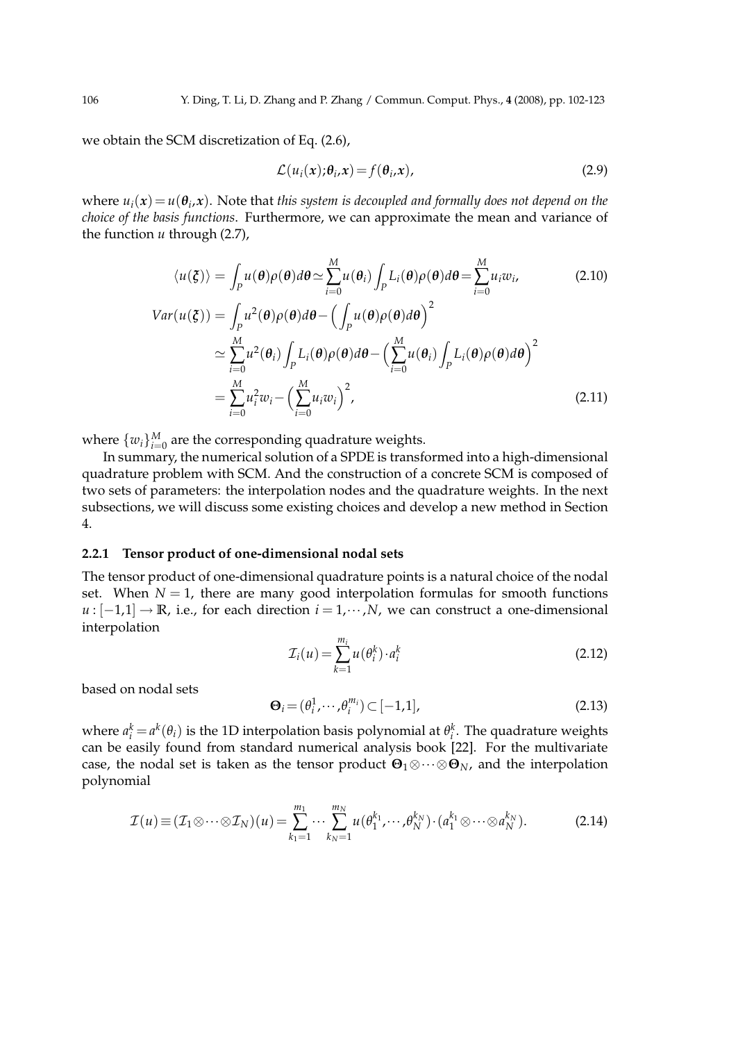we obtain the SCM discretization of Eq. (2.6),

$$\mathcal{L}(u_i(\boldsymbol{x});\boldsymbol{\theta}_i,\boldsymbol{x}) = f(\boldsymbol{\theta}_i,\boldsymbol{x}), \tag{2.9}$$

where $u_i(\boldsymbol{x}) = u(\boldsymbol{\theta}_i,\boldsymbol{x})$. Note that *this system is decoupled and formally does not depend on the choice of the basis functions*. Furthermore, we can approximate the mean and variance of the function $u$ through (2.7),

$$\langle u(\boldsymbol{\xi})\rangle = \int_P u(\boldsymbol{\theta})\rho(\boldsymbol{\theta})d\boldsymbol{\theta} \simeq \sum_{i=0}^{M} u(\boldsymbol{\theta}_i)\int_P L_i(\boldsymbol{\theta})\rho(\boldsymbol{\theta})d\boldsymbol{\theta} = \sum_{i=0}^{M} u_i w_i, \tag{2.10}$$

$$\begin{aligned}
Var(u(\boldsymbol{\xi})) &= \int_P u^2(\boldsymbol{\theta})\rho(\boldsymbol{\theta})d\boldsymbol{\theta} - \Big(\int_P u(\boldsymbol{\theta})\rho(\boldsymbol{\theta})d\boldsymbol{\theta}\Big)^2 \\
&\simeq \sum_{i=0}^{M} u^2(\boldsymbol{\theta}_i)\int_P L_i(\boldsymbol{\theta})\rho(\boldsymbol{\theta})d\boldsymbol{\theta} - \Big(\sum_{i=0}^{M} u(\boldsymbol{\theta}_i)\int_P L_i(\boldsymbol{\theta})\rho(\boldsymbol{\theta})d\boldsymbol{\theta}\Big)^2 \\
&= \sum_{i=0}^{M} u_i^2 w_i - \Big(\sum_{i=0}^{M} u_i w_i\Big)^2,
\end{aligned} \tag{2.11}$$

where $\{w_i\}_{i=0}^{M}$ are the corresponding quadrature weights.

In summary, the numerical solution of a SPDE is transformed into a high-dimensional quadrature problem with SCM. And the construction of a concrete SCM is composed of two sets of parameters: the interpolation nodes and the quadrature weights. In the next subsections, we will discuss some existing choices and develop a new method in Section 4.

#### 2.2.1 Tensor product of one-dimensional nodal sets

The tensor product of one-dimensional quadrature points is a natural choice of the nodal set. When $N=1$, there are many good interpolation formulas for smooth functions $u:[-1,1]\to\mathbb{R}$, i.e., for each direction $i=1,\cdots,N$, we can construct a one-dimensional interpolation

$$\mathcal{I}_i(u) = \sum_{k=1}^{m_i} u(\theta_i^k)\cdot a_i^k \tag{2.12}$$

based on nodal sets

$$\boldsymbol{\Theta}_i = (\theta_i^1,\cdots,\theta_i^{m_i}) \subset [-1,1], \tag{2.13}$$

where $a_i^k = a^k(\theta_i)$ is the 1D interpolation basis polynomial at $\theta_i^k$. The quadrature weights can be easily found from standard numerical analysis book [22]. For the multivariate case, the nodal set is taken as the tensor product $\boldsymbol{\Theta}_1\otimes\cdots\otimes\boldsymbol{\Theta}_N$, and the interpolation polynomial

$$\mathcal{I}(u) \equiv (\mathcal{I}_1\otimes\cdots\otimes\mathcal{I}_N)(u) = \sum_{k_1=1}^{m_1}\cdots\sum_{k_N=1}^{m_N} u(\theta_1^{k_1},\cdots,\theta_N^{k_N})\cdot(a_1^{k_1}\otimes\cdots\otimes a_N^{k_N}). \tag{2.14}$$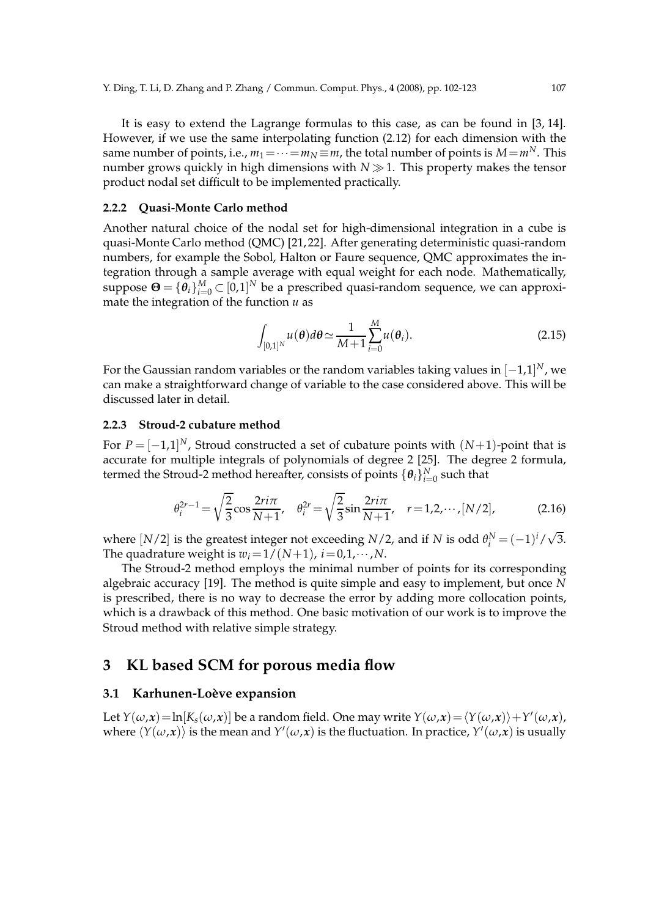It is easy to extend the Lagrange formulas to this case, as can be found in [3, 14]. However, if we use the same interpolating function (2.12) for each dimension with the same number of points, i.e., $m_1 = \cdots = m_N \equiv m$, the total number of points is $M = m^N$. This number grows quickly in high dimensions with $N \gg 1$. This property makes the tensor product nodal set difficult to be implemented practically.

#### 2.2.2 Quasi-Monte Carlo method

Another natural choice of the nodal set for high-dimensional integration in a cube is quasi-Monte Carlo method (QMC) [21, 22]. After generating deterministic quasi-random numbers, for example the Sobol, Halton or Faure sequence, QMC approximates the integration through a sample average with equal weight for each node. Mathematically, suppose $\boldsymbol{\Theta} = \{\boldsymbol{\theta}_i\}_{i=0}^{M} \subset [0,1]^N$ be a prescribed quasi-random sequence, we can approximate the integration of the function $u$ as

$$\int_{[0,1]^N} u(\boldsymbol{\theta}) d\boldsymbol{\theta} \simeq \frac{1}{M+1} \sum_{i=0}^{M} u(\boldsymbol{\theta}_i). \tag{2.15}$$

For the Gaussian random variables or the random variables taking values in $[-1,1]^N$, we can make a straightforward change of variable to the case considered above. This will be discussed later in detail.

#### 2.2.3 Stroud-2 cubature method

For $P = [-1,1]^N$, Stroud constructed a set of cubature points with $(N+1)$-point that is accurate for multiple integrals of polynomials of degree 2 [25]. The degree 2 formula, termed the Stroud-2 method hereafter, consists of points $\{\boldsymbol{\theta}_i\}_{i=0}^{N}$ such that

$$\theta_i^{2r-1} = \sqrt{\frac{2}{3}} \cos \frac{2ri\pi}{N+1}, \quad \theta_i^{2r} = \sqrt{\frac{2}{3}} \sin \frac{2ri\pi}{N+1}, \quad r = 1, 2, \cdots, [N/2], \tag{2.16}$$

where $[N/2]$ is the greatest integer not exceeding $N/2$, and if $N$ is odd $\theta_i^N = (-1)^i / \sqrt{3}$. The quadrature weight is $w_i = 1/(N+1)$, $i = 0, 1, \cdots, N$.

The Stroud-2 method employs the minimal number of points for its corresponding algebraic accuracy [19]. The method is quite simple and easy to implement, but once $N$ is prescribed, there is no way to decrease the error by adding more collocation points, which is a drawback of this method. One basic motivation of our work is to improve the Stroud method with relative simple strategy.

## 3 KL based SCM for porous media flow

### 3.1 Karhunen-Loève expansion

Let $Y(\omega, \boldsymbol{x}) = \ln[K_s(\omega, \boldsymbol{x})]$ be a random field. One may write $Y(\omega, \boldsymbol{x}) = \langle Y(\omega, \boldsymbol{x}) \rangle + Y'(\omega, \boldsymbol{x})$, where $\langle Y(\omega, \boldsymbol{x}) \rangle$ is the mean and $Y'(\omega, \boldsymbol{x})$ is the fluctuation. In practice, $Y'(\omega, \boldsymbol{x})$ is usually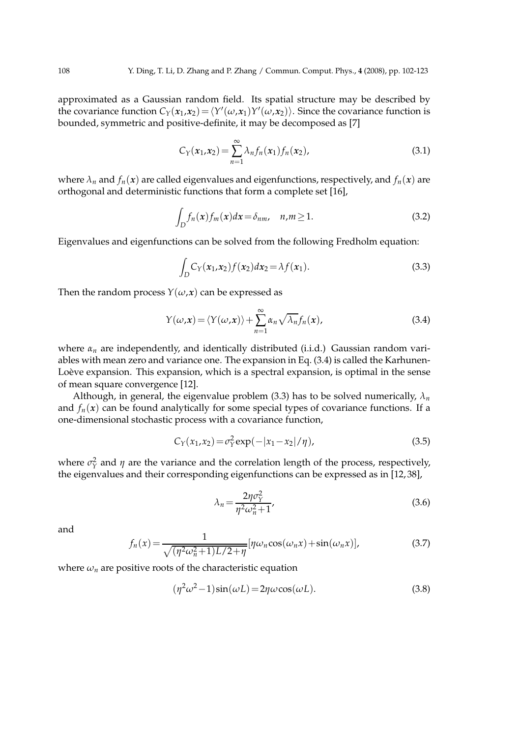approximated as a Gaussian random field. Its spatial structure may be described by the covariance function $C_Y(\boldsymbol{x}_1,\boldsymbol{x}_2)=\langle Y'(\omega,\boldsymbol{x}_1)Y'(\omega,\boldsymbol{x}_2)\rangle$. Since the covariance function is bounded, symmetric and positive-definite, it may be decomposed as [7]

$$C_Y(\boldsymbol{x}_1,\boldsymbol{x}_2)=\sum_{n=1}^{\infty}\lambda_n f_n(\boldsymbol{x}_1)f_n(\boldsymbol{x}_2), \tag{3.1}$$

where $\lambda_n$ and $f_n(\boldsymbol{x})$ are called eigenvalues and eigenfunctions, respectively, and $f_n(\boldsymbol{x})$ are orthogonal and deterministic functions that form a complete set [16],

$$\int_D f_n(\boldsymbol{x})f_m(\boldsymbol{x})d\boldsymbol{x}=\delta_{nm}, \quad n,m\geq 1. \tag{3.2}$$

Eigenvalues and eigenfunctions can be solved from the following Fredholm equation:

$$\int_D C_Y(\boldsymbol{x}_1,\boldsymbol{x}_2)f(\boldsymbol{x}_2)d\boldsymbol{x}_2=\lambda f(\boldsymbol{x}_1). \tag{3.3}$$

Then the random process $Y(\omega,\boldsymbol{x})$ can be expressed as

$$Y(\omega,\boldsymbol{x})=\langle Y(\omega,\boldsymbol{x})\rangle+\sum_{n=1}^{\infty}\alpha_n\sqrt{\lambda_n}f_n(\boldsymbol{x}), \tag{3.4}$$

where $\alpha_n$ are independently, and identically distributed (i.i.d.) Gaussian random variables with mean zero and variance one. The expansion in Eq. (3.4) is called the Karhunen-Loève expansion. This expansion, which is a spectral expansion, is optimal in the sense of mean square convergence [12].

Although, in general, the eigenvalue problem (3.3) has to be solved numerically, $\lambda_n$ and $f_n(\boldsymbol{x})$ can be found analytically for some special types of covariance functions. If a one-dimensional stochastic process with a covariance function,

$$C_Y(x_1,x_2)=\sigma_Y^2\exp(-|x_1-x_2|/\eta), \tag{3.5}$$

where $\sigma_Y^2$ and $\eta$ are the variance and the correlation length of the process, respectively, the eigenvalues and their corresponding eigenfunctions can be expressed as in [12,38],

$$\lambda_n=\frac{2\eta\sigma_Y^2}{\eta^2\omega_n^2+1}, \tag{3.6}$$

and

$$f_n(x)=\frac{1}{\sqrt{(\eta^2\omega_n^2+1)L/2+\eta}}[\eta\omega_n\cos(\omega_n x)+\sin(\omega_n x)], \tag{3.7}$$

where $\omega_n$ are positive roots of the characteristic equation

$$(\eta^2\omega^2-1)\sin(\omega L)=2\eta\omega\cos(\omega L). \tag{3.8}$$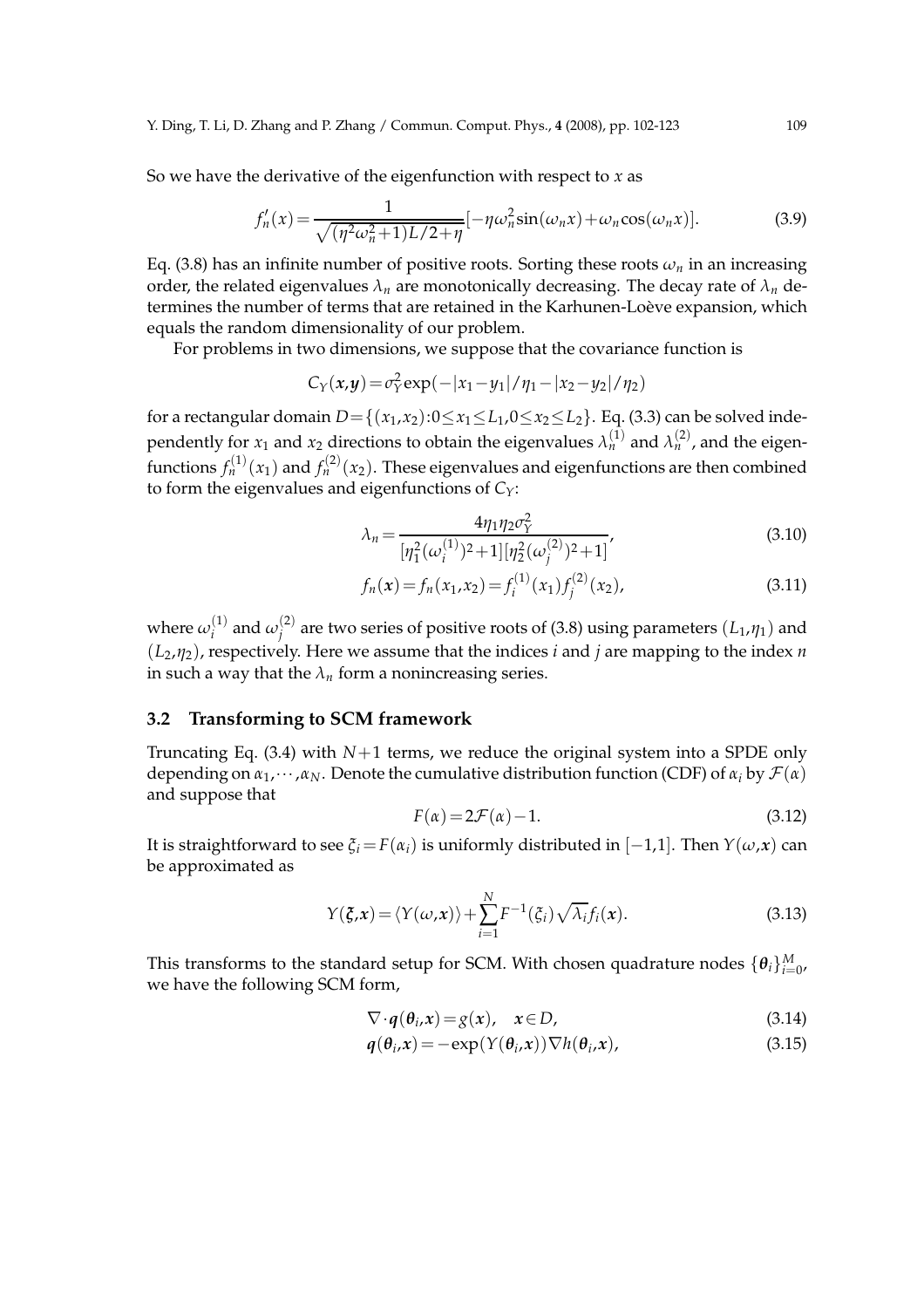So we have the derivative of the eigenfunction with respect to $x$ as

$$f_n'(x) = \frac{1}{\sqrt{(\eta^2\omega_n^2+1)L/2+\eta}}[-\eta\omega_n^2\sin(\omega_n x)+\omega_n\cos(\omega_n x)]. \tag{3.9}$$

Eq. (3.8) has an infinite number of positive roots. Sorting these roots $\omega_n$ in an increasing order, the related eigenvalues $\lambda_n$ are monotonically decreasing. The decay rate of $\lambda_n$ determines the number of terms that are retained in the Karhunen-Loève expansion, which equals the random dimensionality of our problem.

For problems in two dimensions, we suppose that the covariance function is

$$C_Y(\boldsymbol{x},\boldsymbol{y}) = \sigma_Y^2\exp(-|x_1-y_1|/\eta_1-|x_2-y_2|/\eta_2)$$

for a rectangular domain $D=\{(x_1,x_2):0\le x_1\le L_1, 0\le x_2\le L_2\}$. Eq. (3.3) can be solved independently for $x_1$ and $x_2$ directions to obtain the eigenvalues $\lambda_n^{(1)}$ and $\lambda_n^{(2)}$, and the eigenfunctions $f_n^{(1)}(x_1)$ and $f_n^{(2)}(x_2)$. These eigenvalues and eigenfunctions are then combined to form the eigenvalues and eigenfunctions of $C_Y$:

$$\lambda_n = \frac{4\eta_1\eta_2\sigma_Y^2}{[\eta_1^2(\omega_i^{(1)})^2+1][\eta_2^2(\omega_j^{(2)})^2+1]}, \tag{3.10}$$

$$f_n(\boldsymbol{x}) = f_n(x_1,x_2) = f_i^{(1)}(x_1)f_j^{(2)}(x_2), \tag{3.11}$$

where $\omega_i^{(1)}$ and $\omega_j^{(2)}$ are two series of positive roots of (3.8) using parameters $(L_1,\eta_1)$ and $(L_2,\eta_2)$, respectively. Here we assume that the indices $i$ and $j$ are mapping to the index $n$ in such a way that the $\lambda_n$ form a nonincreasing series.

### 3.2 Transforming to SCM framework

Truncating Eq. (3.4) with $N+1$ terms, we reduce the original system into a SPDE only depending on $\alpha_1,\cdots,\alpha_N$. Denote the cumulative distribution function (CDF) of $\alpha_i$ by $\mathcal{F}(\alpha)$ and suppose that

$$F(\alpha) = 2\mathcal{F}(\alpha)-1. \tag{3.12}$$

It is straightforward to see $\xi_i = F(\alpha_i)$ is uniformly distributed in $[-1,1]$. Then $Y(\omega,\boldsymbol{x})$ can be approximated as

$$Y(\boldsymbol{\xi},\boldsymbol{x}) = \langle Y(\omega,\boldsymbol{x})\rangle + \sum_{i=1}^{N} F^{-1}(\xi_i)\sqrt{\lambda_i}f_i(\boldsymbol{x}). \tag{3.13}$$

This transforms to the standard setup for SCM. With chosen quadrature nodes $\{\boldsymbol{\theta}_i\}_{i=0}^{M}$, we have the following SCM form,

$$\nabla\cdot\boldsymbol{q}(\boldsymbol{\theta}_i,\boldsymbol{x}) = g(\boldsymbol{x}), \quad \boldsymbol{x}\in D, \tag{3.14}$$

$$\boldsymbol{q}(\boldsymbol{\theta}_i,\boldsymbol{x}) = -\exp(Y(\boldsymbol{\theta}_i,\boldsymbol{x}))\nabla h(\boldsymbol{\theta}_i,\boldsymbol{x}), \tag{3.15}$$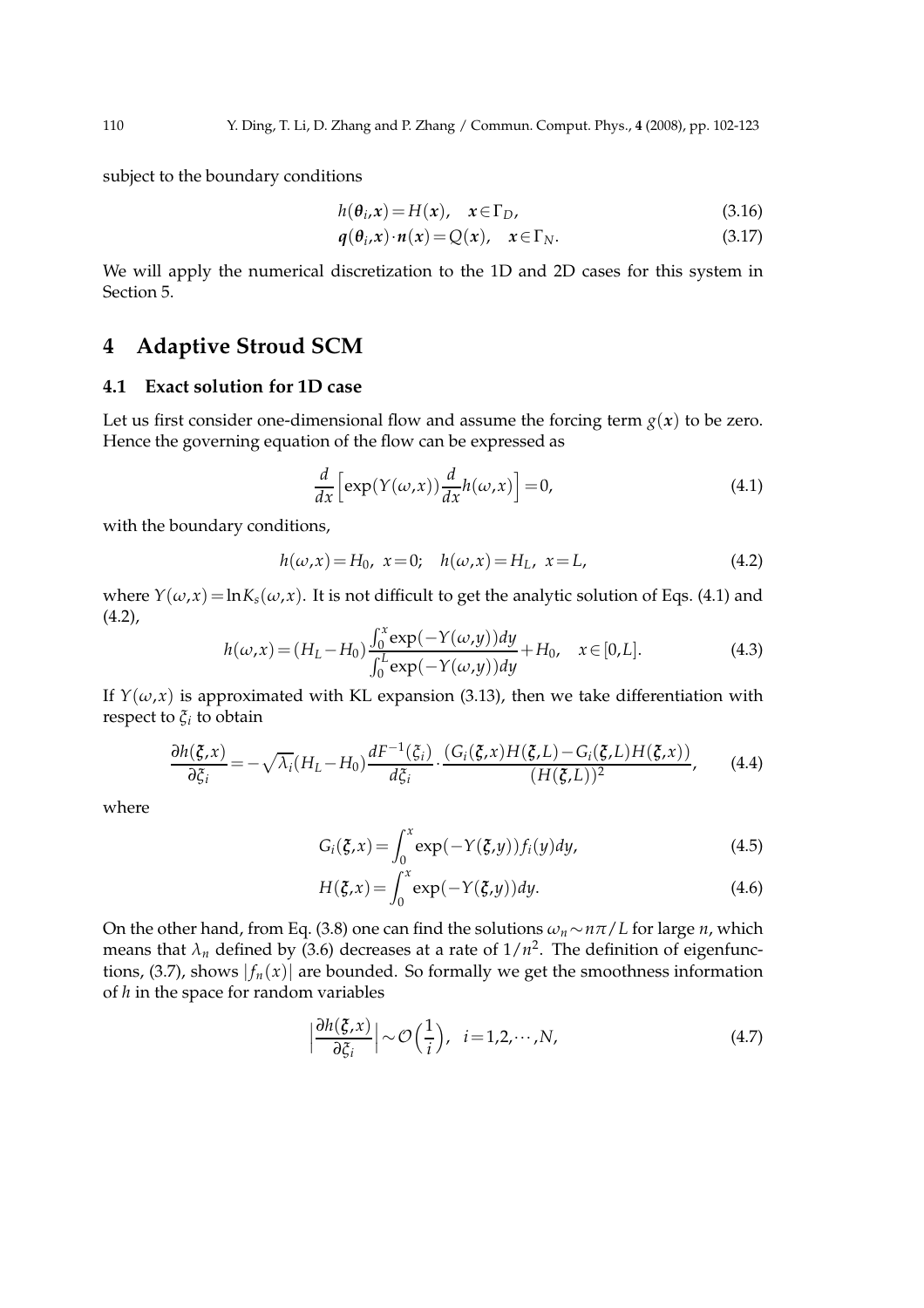subject to the boundary conditions

$$h(\boldsymbol{\theta}_i,\boldsymbol{x}) = H(\boldsymbol{x}), \quad \boldsymbol{x}\in\Gamma_D, \tag{3.16}$$

$$\boldsymbol{q}(\boldsymbol{\theta}_i,\boldsymbol{x})\cdot\boldsymbol{n}(\boldsymbol{x}) = Q(\boldsymbol{x}), \quad \boldsymbol{x}\in\Gamma_N. \tag{3.17}$$

We will apply the numerical discretization to the 1D and 2D cases for this system in Section 5.

# 4 Adaptive Stroud SCM

## 4.1 Exact solution for 1D case

Let us first consider one-dimensional flow and assume the forcing term $g(\boldsymbol{x})$ to be zero. Hence the governing equation of the flow can be expressed as

$$\frac{d}{dx}\Big[\exp(Y(\omega,x))\frac{d}{dx}h(\omega,x)\Big] = 0, \tag{4.1}$$

with the boundary conditions,

$$h(\omega,x) = H_0, \ x=0; \quad h(\omega,x) = H_L, \ x=L, \tag{4.2}$$

where $Y(\omega,x) = \ln K_s(\omega,x)$. It is not difficult to get the analytic solution of Eqs. (4.1) and (4.2),

$$h(\omega,x) = (H_L - H_0)\frac{\int_0^x \exp(-Y(\omega,y))dy}{\int_0^L \exp(-Y(\omega,y))dy} + H_0, \quad x\in[0,L]. \tag{4.3}$$

If $Y(\omega,x)$ is approximated with KL expansion (3.13), then we take differentiation with respect to $\xi_i$ to obtain

$$\frac{\partial h(\boldsymbol{\xi},x)}{\partial \xi_i} = -\sqrt{\lambda_i}(H_L - H_0)\frac{dF^{-1}(\xi_i)}{d\xi_i}\cdot\frac{(G_i(\boldsymbol{\xi},x)H(\boldsymbol{\xi},L) - G_i(\boldsymbol{\xi},L)H(\boldsymbol{\xi},x))}{(H(\boldsymbol{\xi},L))^2}, \tag{4.4}$$

where

$$G_i(\boldsymbol{\xi},x) = \int_0^x \exp(-Y(\boldsymbol{\xi},y))f_i(y)dy, \tag{4.5}$$

$$H(\boldsymbol{\xi},x) = \int_0^x \exp(-Y(\boldsymbol{\xi},y))dy. \tag{4.6}$$

On the other hand, from Eq. (3.8) one can find the solutions $\omega_n \sim n\pi/L$ for large $n$, which means that $\lambda_n$ defined by (3.6) decreases at a rate of $1/n^2$. The definition of eigenfunctions, (3.7), shows $|f_n(x)|$ are bounded. So formally we get the smoothness information of $h$ in the space for random variables

$$\Big|\frac{\partial h(\boldsymbol{\xi},x)}{\partial \xi_i}\Big| \sim \mathcal{O}\Big(\frac{1}{i}\Big), \quad i=1,2,\cdots,N, \tag{4.7}$$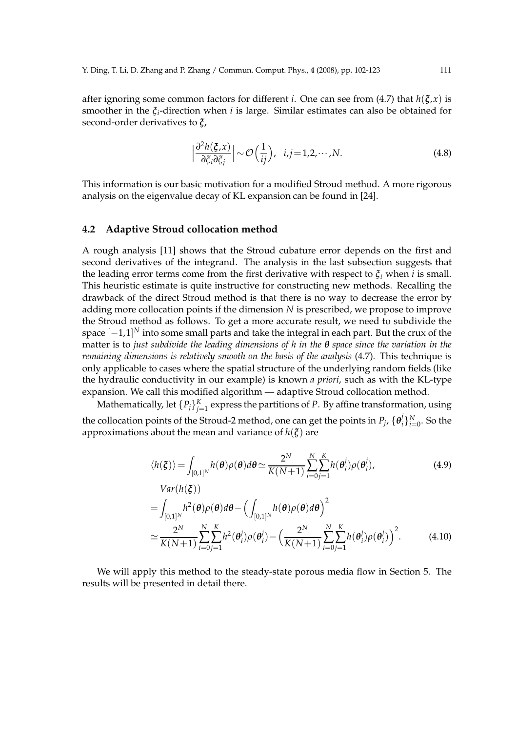after ignoring some common factors for different $i$. One can see from (4.7) that $h(\boldsymbol{\xi},x)$ is smoother in the $\xi_i$-direction when $i$ is large. Similar estimates can also be obtained for second-order derivatives to $\boldsymbol{\xi}$,

$$\Big|\frac{\partial^2 h(\boldsymbol{\xi},x)}{\partial \xi_i \partial \xi_j}\Big| \sim \mathcal{O}\Big(\frac{1}{ij}\Big), \quad i,j=1,2,\cdots,N. \tag{4.8}$$

This information is our basic motivation for a modified Stroud method. A more rigorous analysis on the eigenvalue decay of KL expansion can be found in [24].

### 4.2 Adaptive Stroud collocation method

A rough analysis [11] shows that the Stroud cubature error depends on the first and second derivatives of the integrand. The analysis in the last subsection suggests that the leading error terms come from the first derivative with respect to $\xi_i$ when $i$ is small. This heuristic estimate is quite instructive for constructing new methods. Recalling the drawback of the direct Stroud method is that there is no way to decrease the error by adding more collocation points if the dimension $N$ is prescribed, we propose to improve the Stroud method as follows. To get a more accurate result, we need to subdivide the space $[-1,1]^N$ into some small parts and take the integral in each part. But the crux of the matter is to *just subdivide the leading dimensions of $h$ in the $\boldsymbol{\theta}$ space since the variation in the remaining dimensions is relatively smooth on the basis of the analysis* (4.7). This technique is only applicable to cases where the spatial structure of the underlying random fields (like the hydraulic conductivity in our example) is known *a priori*, such as with the KL-type expansion. We call this modified algorithm — adaptive Stroud collocation method.

Mathematically, let $\{P_j\}_{j=1}^K$ express the partitions of $P$. By affine transformation, using the collocation points of the Stroud-2 method, one can get the points in $P_j$, $\{\boldsymbol{\theta}_i^j\}_{i=0}^N$. So the approximations about the mean and variance of $h(\boldsymbol{\xi})$ are

$$\langle h(\boldsymbol{\xi})\rangle = \int_{[0,1]^N} h(\boldsymbol{\theta})\rho(\boldsymbol{\theta})d\boldsymbol{\theta} \simeq \frac{2^N}{K(N+1)}\sum_{i=0}^{N}\sum_{j=1}^{K} h(\boldsymbol{\theta}_i^j)\rho(\boldsymbol{\theta}_i^j), \tag{4.9}$$

$$\begin{aligned}
&Var(h(\boldsymbol{\xi})) \\
&= \int_{[0,1]^N} h^2(\boldsymbol{\theta})\rho(\boldsymbol{\theta})d\boldsymbol{\theta} - \Big(\int_{[0,1]^N} h(\boldsymbol{\theta})\rho(\boldsymbol{\theta})d\boldsymbol{\theta}\Big)^2 \\
&\simeq \frac{2^N}{K(N+1)}\sum_{i=0}^{N}\sum_{j=1}^{K} h^2(\boldsymbol{\theta}_i^j)\rho(\boldsymbol{\theta}_i^j) - \Big(\frac{2^N}{K(N+1)}\sum_{i=0}^{N}\sum_{j=1}^{K} h(\boldsymbol{\theta}_i^j)\rho(\boldsymbol{\theta}_i^j)\Big)^2.
\end{aligned} \tag{4.10}$$

We will apply this method to the steady-state porous media flow in Section 5. The results will be presented in detail there.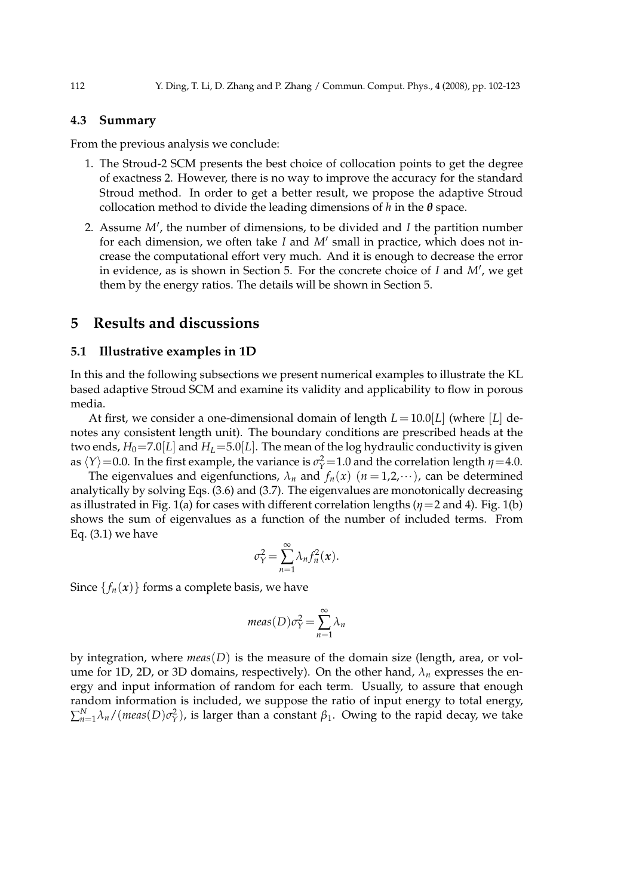### 4.3 Summary

From the previous analysis we conclude:

1. The Stroud-2 SCM presents the best choice of collocation points to get the degree of exactness 2. However, there is no way to improve the accuracy for the standard Stroud method. In order to get a better result, we propose the adaptive Stroud collocation method to divide the leading dimensions of $h$ in the $\boldsymbol{\theta}$ space.
2. Assume $M'$, the number of dimensions, to be divided and $I$ the partition number for each dimension, we often take $I$ and $M'$ small in practice, which does not increase the computational effort very much. And it is enough to decrease the error in evidence, as is shown in Section 5. For the concrete choice of $I$ and $M'$, we get them by the energy ratios. The details will be shown in Section 5.

## 5 Results and discussions

### 5.1 Illustrative examples in 1D

In this and the following subsections we present numerical examples to illustrate the KL based adaptive Stroud SCM and examine its validity and applicability to flow in porous media.

At first, we consider a one-dimensional domain of length $L=10.0[L]$ (where $[L]$ denotes any consistent length unit). The boundary conditions are prescribed heads at the two ends, $H_0=7.0[L]$ and $H_L=5.0[L]$. The mean of the log hydraulic conductivity is given as $\langle Y\rangle=0.0$. In the first example, the variance is $\sigma_Y^2=1.0$ and the correlation length $\eta=4.0$.

The eigenvalues and eigenfunctions, $\lambda_n$ and $f_n(x)$ $(n=1,2,\cdots)$, can be determined analytically by solving Eqs. (3.6) and (3.7). The eigenvalues are monotonically decreasing as illustrated in Fig. 1(a) for cases with different correlation lengths ($\eta=2$ and 4). Fig. 1(b) shows the sum of eigenvalues as a function of the number of included terms. From Eq. (3.1) we have

$$\sigma_Y^2=\sum_{n=1}^{\infty}\lambda_n f_n^2(\boldsymbol{x}).$$

Since $\{f_n(\boldsymbol{x})\}$ forms a complete basis, we have

$$meas(D)\sigma_Y^2=\sum_{n=1}^{\infty}\lambda_n$$

by integration, where $meas(D)$ is the measure of the domain size (length, area, or volume for 1D, 2D, or 3D domains, respectively). On the other hand, $\lambda_n$ expresses the energy and input information of random for each term. Usually, to assure that enough random information is included, we suppose the ratio of input energy to total energy, $\sum_{n=1}^{N}\lambda_n/(meas(D)\sigma_Y^2)$, is larger than a constant $\beta_1$. Owing to the rapid decay, we take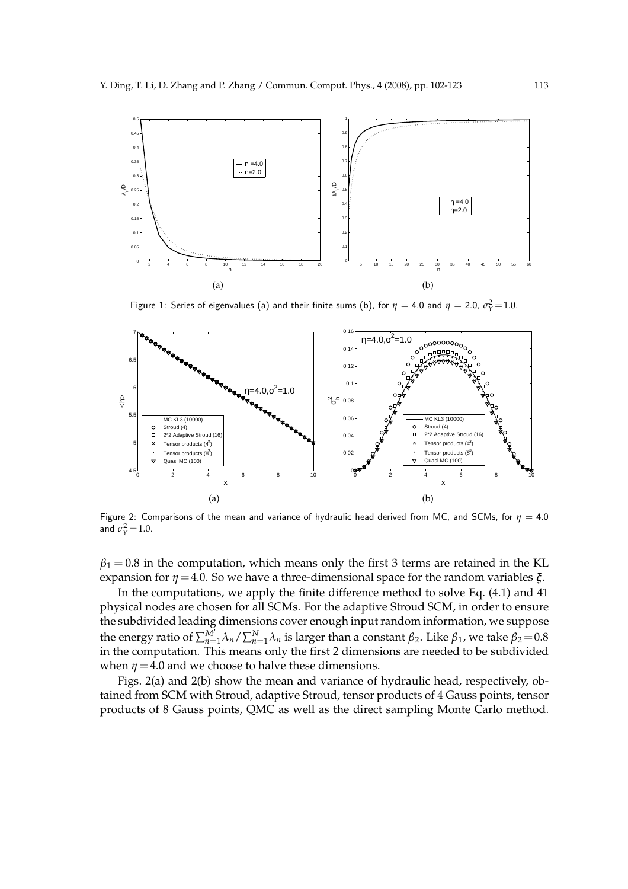Figure 1: Series of eigenvalues (a) and their finite sums (b), for $\eta = 4.0$ and $\eta = 2.0$, $\sigma_Y^2 = 1.0$.

Figure 2: Comparisons of the mean and variance of hydraulic head derived from MC, and SCMs, for $\eta = 4.0$ and $\sigma_Y^2 = 1.0$.

$\beta_1 = 0.8$ in the computation, which means only the first 3 terms are retained in the KL expansion for $\eta = 4.0$. So we have a three-dimensional space for the random variables $\boldsymbol{\xi}$.

In the computations, we apply the finite difference method to solve Eq. (4.1) and 41 physical nodes are chosen for all SCMs. For the adaptive Stroud SCM, in order to ensure the subdivided leading dimensions cover enough input random information, we suppose the energy ratio of $\sum_{n=1}^{M'} \lambda_n / \sum_{n=1}^{N} \lambda_n$ is larger than a constant $\beta_2$. Like $\beta_1$, we take $\beta_2 = 0.8$ in the computation. This means only the first 2 dimensions are needed to be subdivided when $\eta = 4.0$ and we choose to halve these dimensions.

Figs. 2(a) and 2(b) show the mean and variance of hydraulic head, respectively, obtained from SCM with Stroud, adaptive Stroud, tensor products of 4 Gauss points, tensor products of 8 Gauss points, QMC as well as the direct sampling Monte Carlo method.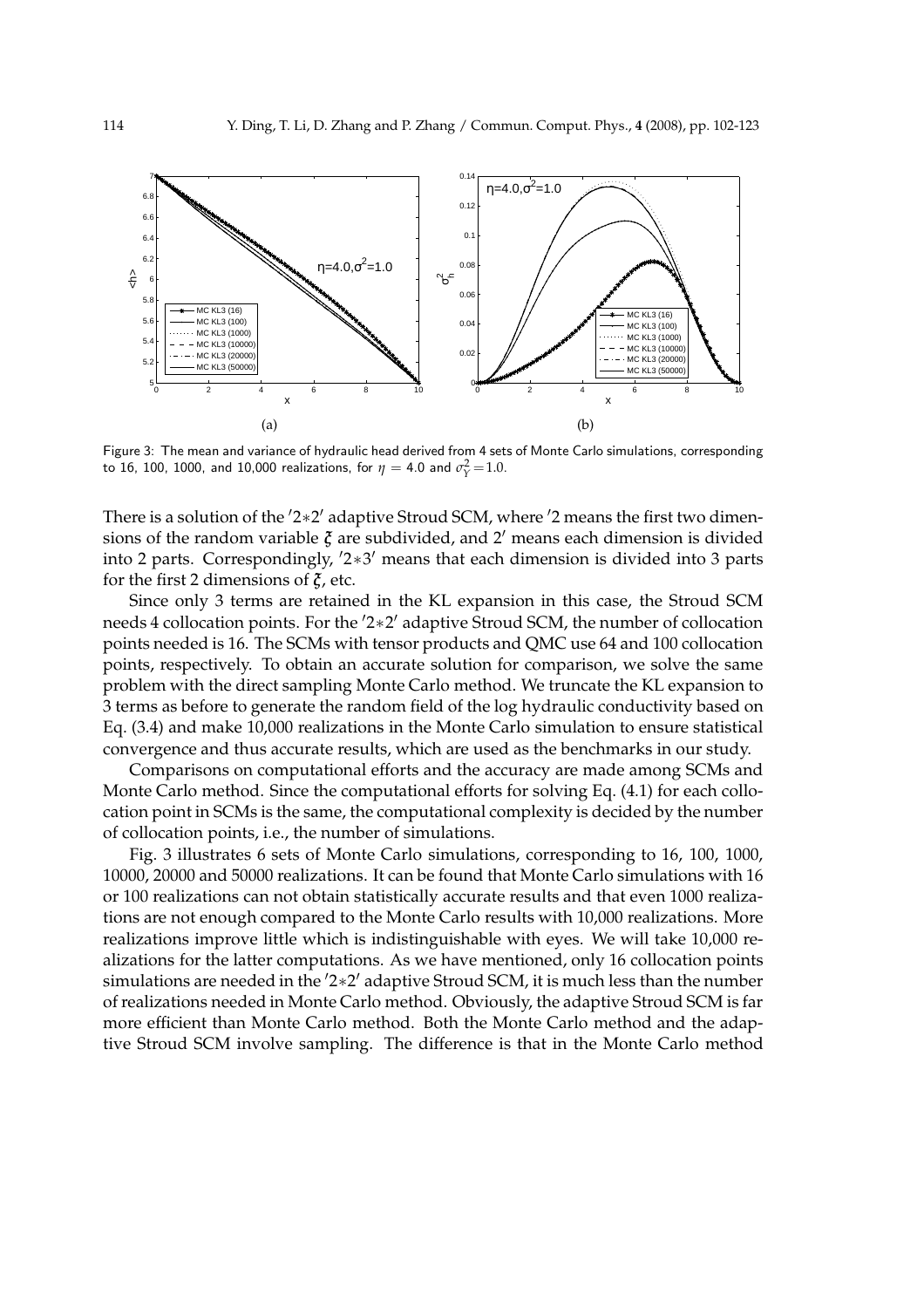Figure 3: The mean and variance of hydraulic head derived from 4 sets of Monte Carlo simulations, corresponding to 16, 100, 1000, and 10,000 realizations, for $\eta = 4.0$ and $\sigma_Y^2 = 1.0$.

There is a solution of the $'2*2'$ adaptive Stroud SCM, where $'2$ means the first two dimensions of the random variable $\boldsymbol{\xi}$ are subdivided, and $2'$ means each dimension is divided into 2 parts. Correspondingly, $'2*3'$ means that each dimension is divided into 3 parts for the first 2 dimensions of $\boldsymbol{\xi}$, etc.

Since only 3 terms are retained in the KL expansion in this case, the Stroud SCM needs 4 collocation points. For the $'2*2'$ adaptive Stroud SCM, the number of collocation points needed is 16. The SCMs with tensor products and QMC use 64 and 100 collocation points, respectively. To obtain an accurate solution for comparison, we solve the same problem with the direct sampling Monte Carlo method. We truncate the KL expansion to 3 terms as before to generate the random field of the log hydraulic conductivity based on Eq. (3.4) and make 10,000 realizations in the Monte Carlo simulation to ensure statistical convergence and thus accurate results, which are used as the benchmarks in our study.

Comparisons on computational efforts and the accuracy are made among SCMs and Monte Carlo method. Since the computational efforts for solving Eq. (4.1) for each collocation point in SCMs is the same, the computational complexity is decided by the number of collocation points, i.e., the number of simulations.

Fig. 3 illustrates 6 sets of Monte Carlo simulations, corresponding to 16, 100, 1000, 10000, 20000 and 50000 realizations. It can be found that Monte Carlo simulations with 16 or 100 realizations can not obtain statistically accurate results and that even 1000 realizations are not enough compared to the Monte Carlo results with 10,000 realizations. More realizations improve little which is indistinguishable with eyes. We will take 10,000 realizations for the latter computations. As we have mentioned, only 16 collocation points simulations are needed in the $'2*2'$ adaptive Stroud SCM, it is much less than the number of realizations needed in Monte Carlo method. Obviously, the adaptive Stroud SCM is far more efficient than Monte Carlo method. Both the Monte Carlo method and the adaptive Stroud SCM involve sampling. The difference is that in the Monte Carlo method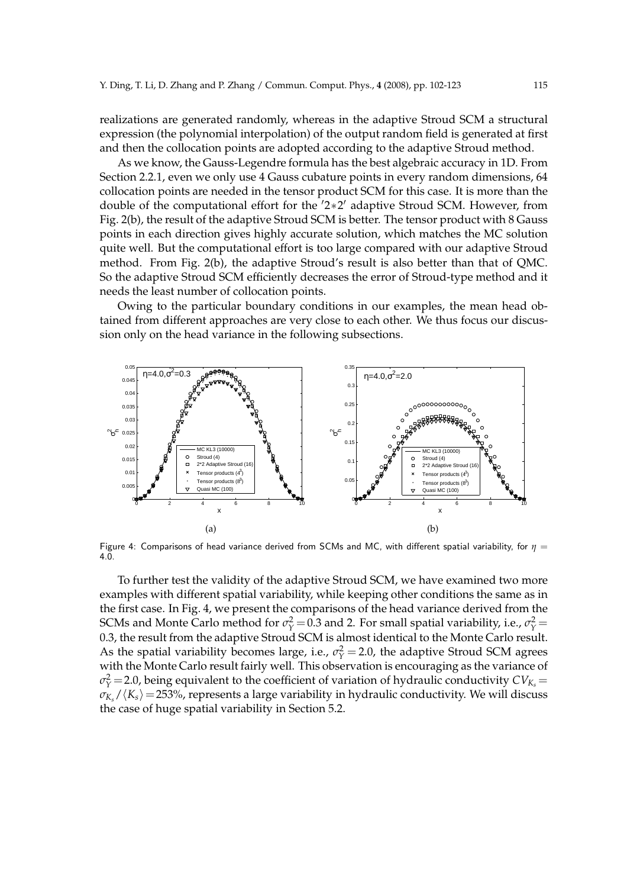realizations are generated randomly, whereas in the adaptive Stroud SCM a structural expression (the polynomial interpolation) of the output random field is generated at first and then the collocation points are adopted according to the adaptive Stroud method.

As we know, the Gauss-Legendre formula has the best algebraic accuracy in 1D. From Section 2.2.1, even we only use 4 Gauss cubature points in every random dimensions, 64 collocation points are needed in the tensor product SCM for this case. It is more than the double of the computational effort for the $'2*2'$ adaptive Stroud SCM. However, from Fig. 2(b), the result of the adaptive Stroud SCM is better. The tensor product with 8 Gauss points in each direction gives highly accurate solution, which matches the MC solution quite well. But the computational effort is too large compared with our adaptive Stroud method. From Fig. 2(b), the adaptive Stroud's result is also better than that of QMC. So the adaptive Stroud SCM efficiently decreases the error of Stroud-type method and it needs the least number of collocation points.

Owing to the particular boundary conditions in our examples, the mean head obtained from different approaches are very close to each other. We thus focus our discussion only on the head variance in the following subsections.

Figure 4: Comparisons of head variance derived from SCMs and MC, with different spatial variability, for $\eta = 4.0$.

To further test the validity of the adaptive Stroud SCM, we have examined two more examples with different spatial variability, while keeping other conditions the same as in the first case. In Fig. 4, we present the comparisons of the head variance derived from the SCMs and Monte Carlo method for $\sigma_Y^2 = 0.3$ and 2. For small spatial variability, i.e., $\sigma_Y^2 = 0.3$, the result from the adaptive Stroud SCM is almost identical to the Monte Carlo result. As the spatial variability becomes large, i.e., $\sigma_Y^2 = 2.0$, the adaptive Stroud SCM agrees with the Monte Carlo result fairly well. This observation is encouraging as the variance of $\sigma_Y^2 = 2.0$, being equivalent to the coefficient of variation of hydraulic conductivity $CV_{K_s} = \sigma_{K_s}/\langle K_s \rangle = 253\%$, represents a large variability in hydraulic conductivity. We will discuss the case of huge spatial variability in Section 5.2.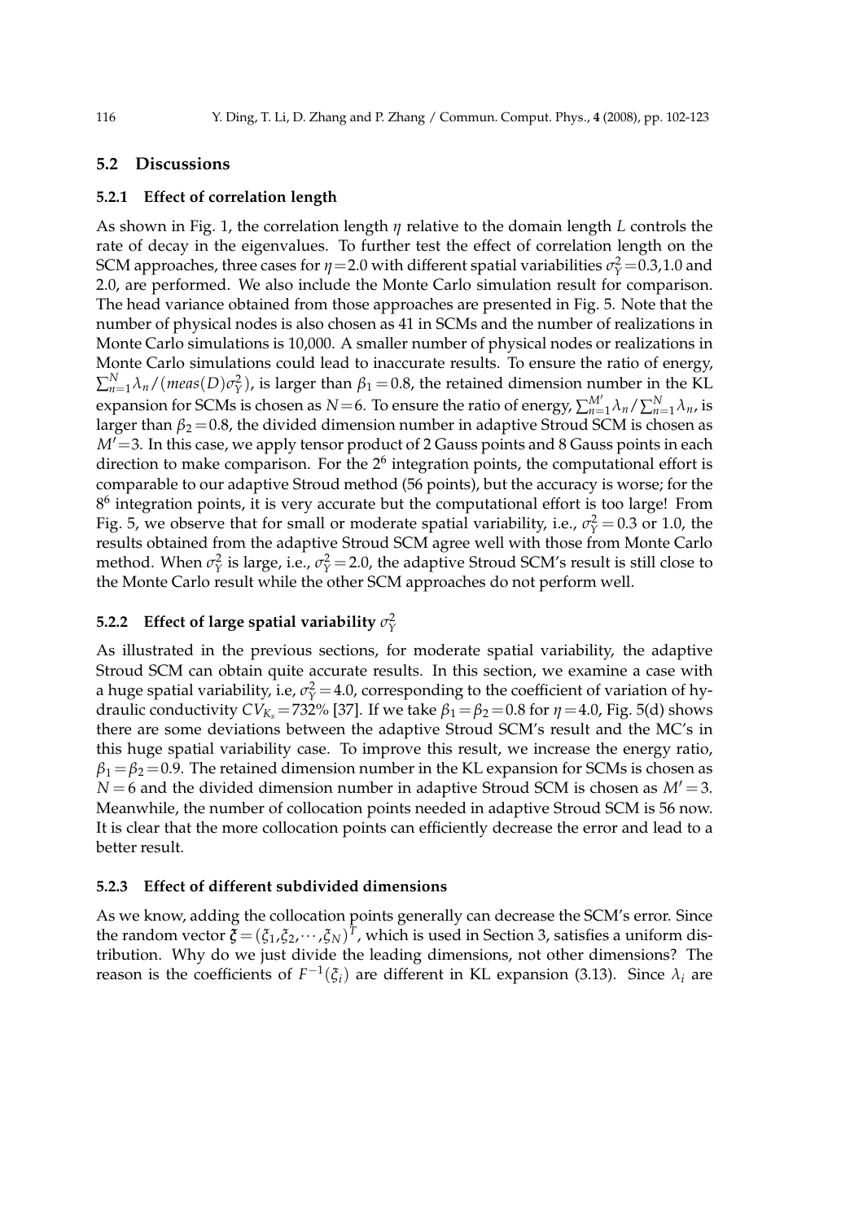## 5.2 Discussions

### 5.2.1 Effect of correlation length

As shown in Fig. 1, the correlation length $\eta$ relative to the domain length $L$ controls the rate of decay in the eigenvalues. To further test the effect of correlation length on the SCM approaches, three cases for $\eta = 2.0$ with different spatial variabilities $\sigma_Y^2 = 0.3, 1.0$ and 2.0, are performed. We also include the Monte Carlo simulation result for comparison. The head variance obtained from those approaches are presented in Fig. 5. Note that the number of physical nodes is also chosen as 41 in SCMs and the number of realizations in Monte Carlo simulations is 10,000. A smaller number of physical nodes or realizations in Monte Carlo simulations could lead to inaccurate results. To ensure the ratio of energy, $\sum_{n=1}^{N} \lambda_n / (meas(D)\sigma_Y^2)$, is larger than $\beta_1 = 0.8$, the retained dimension number in the KL expansion for SCMs is chosen as $N = 6$. To ensure the ratio of energy, $\sum_{n=1}^{M'} \lambda_n / \sum_{n=1}^{N} \lambda_n$, is larger than $\beta_2 = 0.8$, the divided dimension number in adaptive Stroud SCM is chosen as $M' = 3$. In this case, we apply tensor product of 2 Gauss points and 8 Gauss points in each direction to make comparison. For the $2^6$ integration points, the computational effort is comparable to our adaptive Stroud method (56 points), but the accuracy is worse; for the $8^6$ integration points, it is very accurate but the computational effort is too large! From Fig. 5, we observe that for small or moderate spatial variability, i.e., $\sigma_Y^2 = 0.3$ or 1.0, the results obtained from the adaptive Stroud SCM agree well with those from Monte Carlo method. When $\sigma_Y^2$ is large, i.e., $\sigma_Y^2 = 2.0$, the adaptive Stroud SCM's result is still close to the Monte Carlo result while the other SCM approaches do not perform well.

### 5.2.2 Effect of large spatial variability $\sigma_Y^2$

As illustrated in the previous sections, for moderate spatial variability, the adaptive Stroud SCM can obtain quite accurate results. In this section, we examine a case with a huge spatial variability, i.e, $\sigma_Y^2 = 4.0$, corresponding to the coefficient of variation of hydraulic conductivity $CV_{K_s} = 732\%$ [37]. If we take $\beta_1 = \beta_2 = 0.8$ for $\eta = 4.0$, Fig. 5(d) shows there are some deviations between the adaptive Stroud SCM's result and the MC's in this huge spatial variability case. To improve this result, we increase the energy ratio, $\beta_1 = \beta_2 = 0.9$. The retained dimension number in the KL expansion for SCMs is chosen as $N = 6$ and the divided dimension number in adaptive Stroud SCM is chosen as $M' = 3$. Meanwhile, the number of collocation points needed in adaptive Stroud SCM is 56 now. It is clear that the more collocation points can efficiently decrease the error and lead to a better result.

### 5.2.3 Effect of different subdivided dimensions

As we know, adding the collocation points generally can decrease the SCM's error. Since the random vector $\boldsymbol{\xi} = (\xi_1, \xi_2, \cdots, \xi_N)^T$, which is used in Section 3, satisfies a uniform distribution. Why do we just divide the leading dimensions, not other dimensions? The reason is the coefficients of $F^{-1}(\xi_i)$ are different in KL expansion (3.13). Since $\lambda_i$ are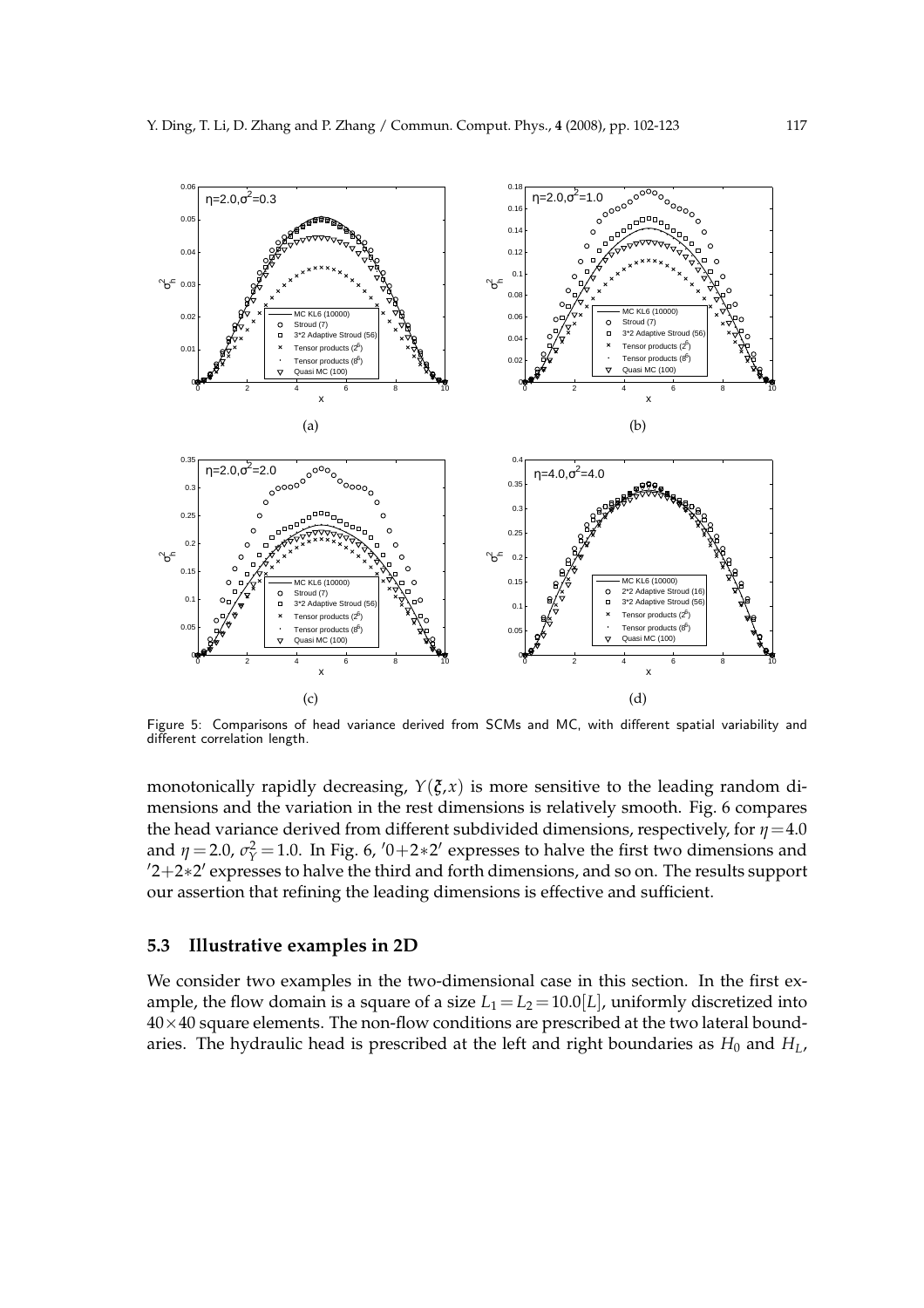Figure 5: Comparisons of head variance derived from SCMs and MC, with different spatial variability and different correlation length.

monotonically rapidly decreasing, $Y(\xi,x)$ is more sensitive to the leading random dimensions and the variation in the rest dimensions is relatively smooth. Fig. 6 compares the head variance derived from different subdivided dimensions, respectively, for $\eta=4.0$ and $\eta=2.0$, $\sigma_Y^2=1.0$. In Fig. 6, $'0+2*2'$ expresses to halve the first two dimensions and $'2+2*2'$ expresses to halve the third and forth dimensions, and so on. The results support our assertion that refining the leading dimensions is effective and sufficient.

### 5.3 Illustrative examples in 2D

We consider two examples in the two-dimensional case in this section. In the first example, the flow domain is a square of a size $L_1=L_2=10.0[L]$, uniformly discretized into $40\times40$ square elements. The non-flow conditions are prescribed at the two lateral boundaries. The hydraulic head is prescribed at the left and right boundaries as $H_0$ and $H_L$,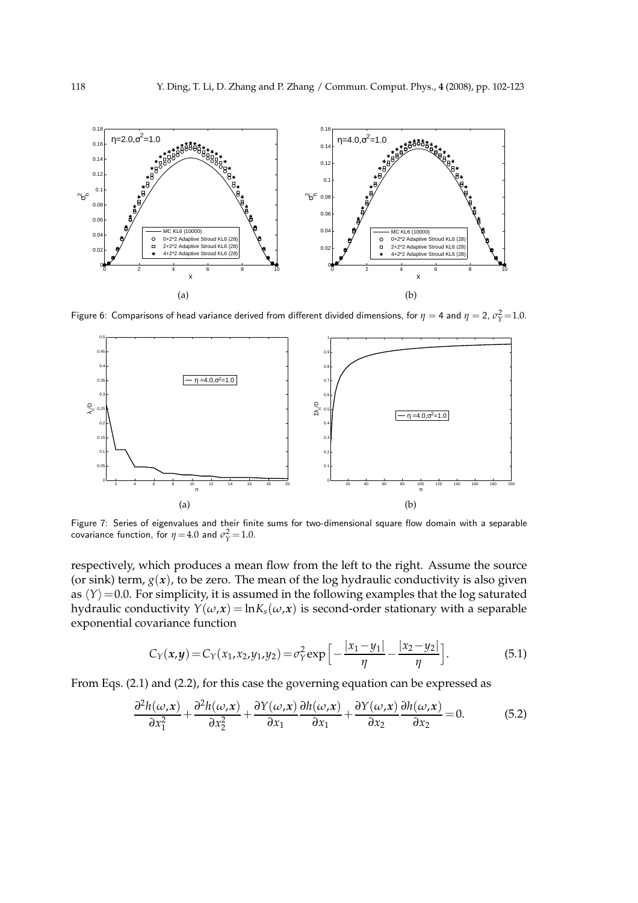(a) (b)

Figure 6: Comparisons of head variance derived from different divided dimensions, for $\eta = 4$ and $\eta = 2$, $\sigma_Y^2 = 1.0$.

(a) (b)

Figure 7: Series of eigenvalues and their finite sums for two-dimensional square flow domain with a separable covariance function, for $\eta = 4.0$ and $\sigma_Y^2 = 1.0$.

respectively, which produces a mean flow from the left to the right. Assume the source (or sink) term, $g(\boldsymbol{x})$, to be zero. The mean of the log hydraulic conductivity is also given as $\langle Y \rangle = 0.0$. For simplicity, it is assumed in the following examples that the log saturated hydraulic conductivity $Y(\omega,\boldsymbol{x}) = \ln K_s(\omega,\boldsymbol{x})$ is second-order stationary with a separable exponential covariance function

$$C_Y(\boldsymbol{x},\boldsymbol{y}) = C_Y(x_1,x_2,y_1,y_2) = \sigma_Y^2 \exp\Big[-\frac{|x_1-y_1|}{\eta} - \frac{|x_2-y_2|}{\eta}\Big]. \tag{5.1}$$

From Eqs. (2.1) and (2.2), for this case the governing equation can be expressed as

$$\frac{\partial^2 h(\omega,\boldsymbol{x})}{\partial x_1^2} + \frac{\partial^2 h(\omega,\boldsymbol{x})}{\partial x_2^2} + \frac{\partial Y(\omega,\boldsymbol{x})}{\partial x_1}\frac{\partial h(\omega,\boldsymbol{x})}{\partial x_1} + \frac{\partial Y(\omega,\boldsymbol{x})}{\partial x_2}\frac{\partial h(\omega,\boldsymbol{x})}{\partial x_2} = 0. \tag{5.2}$$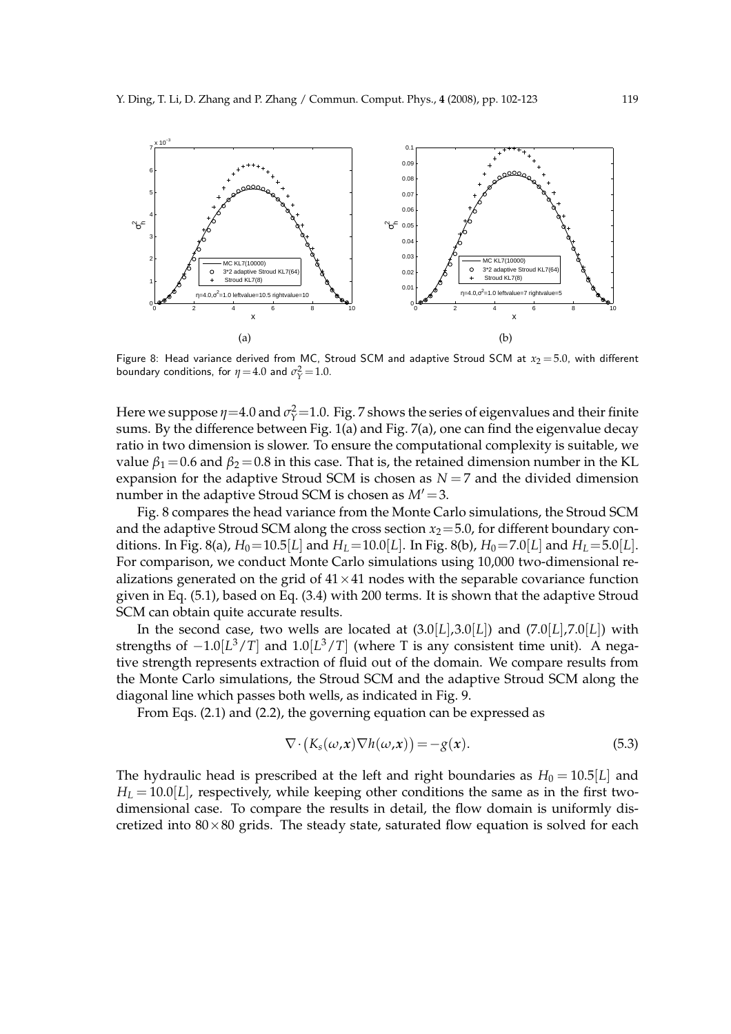Figure 8: Head variance derived from MC, Stroud SCM and adaptive Stroud SCM at $x_2 = 5.0$, with different boundary conditions, for $\eta = 4.0$ and $\sigma_Y^2 = 1.0$.

Here we suppose $\eta$=4.0 and $\sigma_Y^2$=1.0. Fig. 7 shows the series of eigenvalues and their finite sums. By the difference between Fig. 1(a) and Fig. 7(a), one can find the eigenvalue decay ratio in two dimension is slower. To ensure the computational complexity is suitable, we value $\beta_1 = 0.6$ and $\beta_2 = 0.8$ in this case. That is, the retained dimension number in the KL expansion for the adaptive Stroud SCM is chosen as $N = 7$ and the divided dimension number in the adaptive Stroud SCM is chosen as $M' = 3$.

Fig. 8 compares the head variance from the Monte Carlo simulations, the Stroud SCM and the adaptive Stroud SCM along the cross section $x_2$=5.0, for different boundary conditions. In Fig. 8(a), $H_0$=10.5[$L$] and $H_L$=10.0[$L$]. In Fig. 8(b), $H_0$=7.0[$L$] and $H_L$=5.0[$L$]. For comparison, we conduct Monte Carlo simulations using 10,000 two-dimensional realizations generated on the grid of $41 \times 41$ nodes with the separable covariance function given in Eq. (5.1), based on Eq. (3.4) with 200 terms. It is shown that the adaptive Stroud SCM can obtain quite accurate results.

In the second case, two wells are located at (3.0[$L$],3.0[$L$]) and (7.0[$L$],7.0[$L$]) with strengths of $-1.0[L^3/T]$ and $1.0[L^3/T]$ (where T is any consistent time unit). A negative strength represents extraction of fluid out of the domain. We compare results from the Monte Carlo simulations, the Stroud SCM and the adaptive Stroud SCM along the diagonal line which passes both wells, as indicated in Fig. 9.

From Eqs. (2.1) and (2.2), the governing equation can be expressed as

$$\nabla \cdot \big( K_s(\omega, \boldsymbol{x}) \nabla h(\omega, \boldsymbol{x}) \big) = -g(\boldsymbol{x}). \tag{5.3}$$

The hydraulic head is prescribed at the left and right boundaries as $H_0 = 10.5[L]$ and $H_L = 10.0[L]$, respectively, while keeping other conditions the same as in the first two-dimensional case. To compare the results in detail, the flow domain is uniformly discretized into $80 \times 80$ grids. The steady state, saturated flow equation is solved for each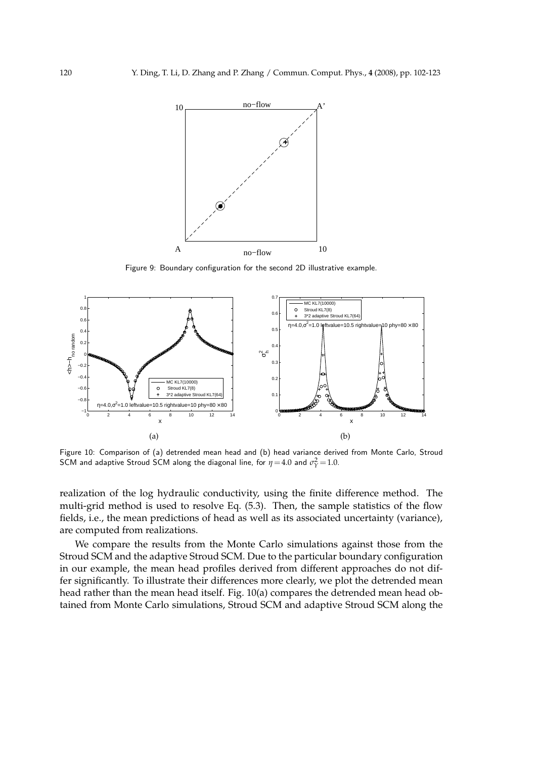Figure 9: Boundary configuration for the second 2D illustrative example.

Figure 10: Comparison of (a) detrended mean head and (b) head variance derived from Monte Carlo, Stroud SCM and adaptive Stroud SCM along the diagonal line, for $\eta = 4.0$ and $\sigma_Y^2 = 1.0$.

realization of the log hydraulic conductivity, using the finite difference method. The multi-grid method is used to resolve Eq. (5.3). Then, the sample statistics of the flow fields, i.e., the mean predictions of head as well as its associated uncertainty (variance), are computed from realizations.

We compare the results from the Monte Carlo simulations against those from the Stroud SCM and the adaptive Stroud SCM. Due to the particular boundary configuration in our example, the mean head profiles derived from different approaches do not differ significantly. To illustrate their differences more clearly, we plot the detrended mean head rather than the mean head itself. Fig. 10(a) compares the detrended mean head obtained from Monte Carlo simulations, Stroud SCM and adaptive Stroud SCM along the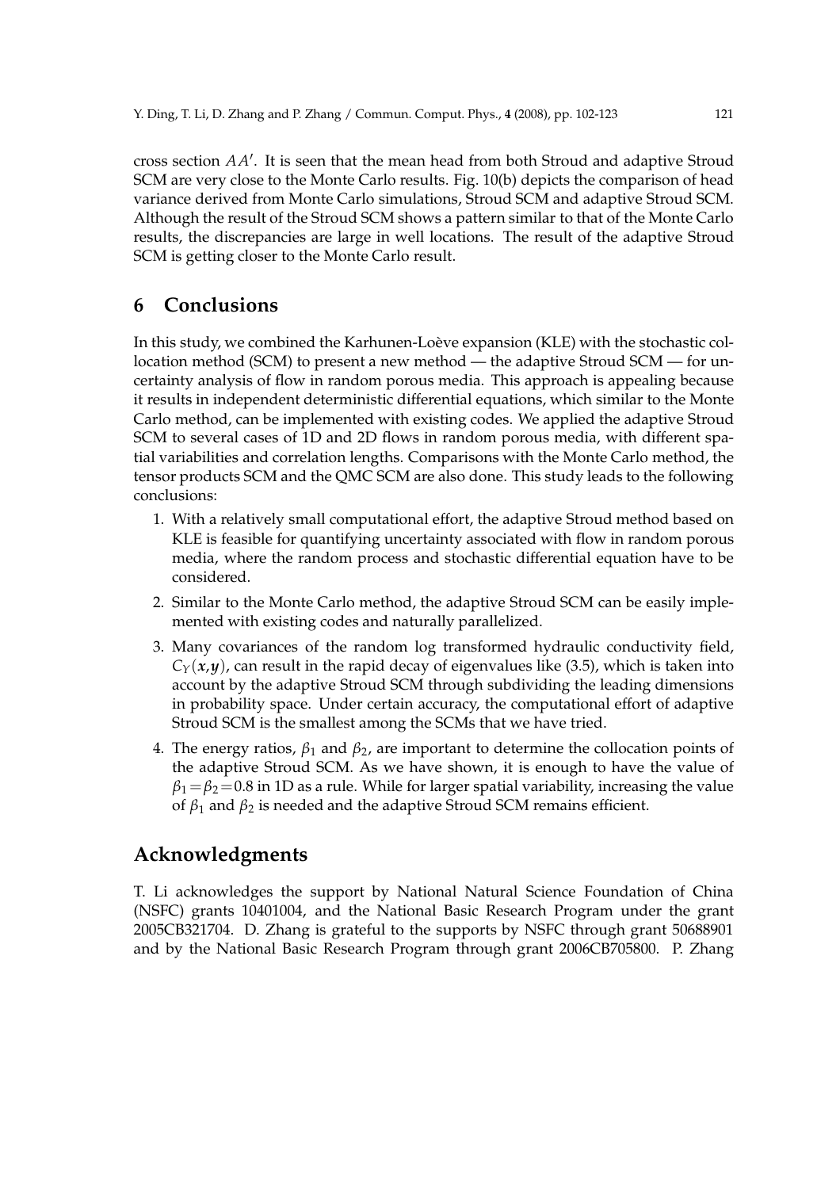cross section $AA'$. It is seen that the mean head from both Stroud and adaptive Stroud SCM are very close to the Monte Carlo results. Fig. 10(b) depicts the comparison of head variance derived from Monte Carlo simulations, Stroud SCM and adaptive Stroud SCM. Although the result of the Stroud SCM shows a pattern similar to that of the Monte Carlo results, the discrepancies are large in well locations. The result of the adaptive Stroud SCM is getting closer to the Monte Carlo result.

## 6 Conclusions

In this study, we combined the Karhunen-Loève expansion (KLE) with the stochastic collocation method (SCM) to present a new method — the adaptive Stroud SCM — for uncertainty analysis of flow in random porous media. This approach is appealing because it results in independent deterministic differential equations, which similar to the Monte Carlo method, can be implemented with existing codes. We applied the adaptive Stroud SCM to several cases of 1D and 2D flows in random porous media, with different spatial variabilities and correlation lengths. Comparisons with the Monte Carlo method, the tensor products SCM and the QMC SCM are also done. This study leads to the following conclusions:

1. With a relatively small computational effort, the adaptive Stroud method based on KLE is feasible for quantifying uncertainty associated with flow in random porous media, where the random process and stochastic differential equation have to be considered.
2. Similar to the Monte Carlo method, the adaptive Stroud SCM can be easily implemented with existing codes and naturally parallelized.
3. Many covariances of the random log transformed hydraulic conductivity field, $C_Y(\boldsymbol{x},\boldsymbol{y})$, can result in the rapid decay of eigenvalues like (3.5), which is taken into account by the adaptive Stroud SCM through subdividing the leading dimensions in probability space. Under certain accuracy, the computational effort of adaptive Stroud SCM is the smallest among the SCMs that we have tried.
4. The energy ratios, $\beta_1$ and $\beta_2$, are important to determine the collocation points of the adaptive Stroud SCM. As we have shown, it is enough to have the value of $\beta_1 = \beta_2 = 0.8$ in 1D as a rule. While for larger spatial variability, increasing the value of $\beta_1$ and $\beta_2$ is needed and the adaptive Stroud SCM remains efficient.

## Acknowledgments

T. Li acknowledges the support by National Natural Science Foundation of China (NSFC) grants 10401004, and the National Basic Research Program under the grant 2005CB321704. D. Zhang is grateful to the supports by NSFC through grant 50688901 and by the National Basic Research Program through grant 2006CB705800. P. Zhang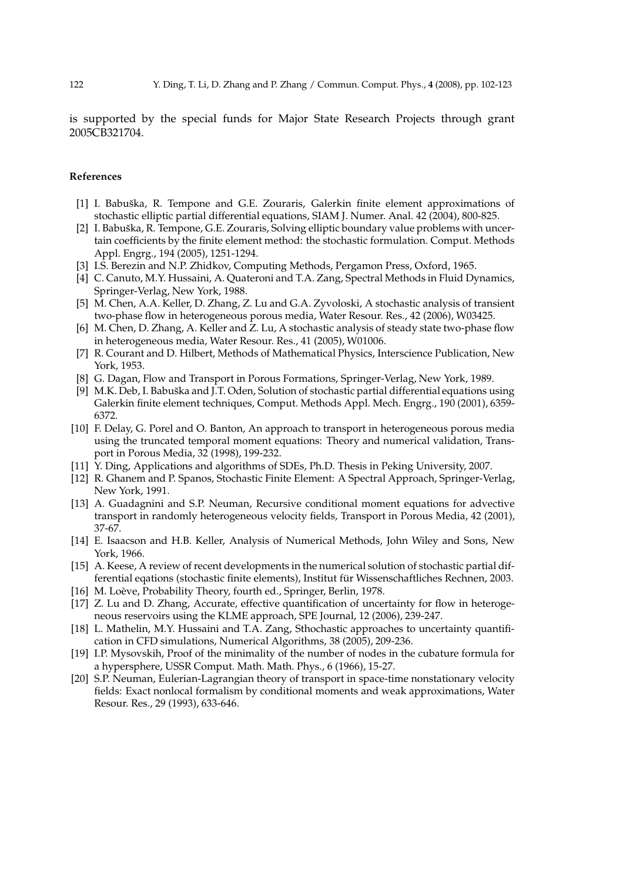is supported by the special funds for Major State Research Projects through grant 2005CB321704.

## References

[1] I. Babuška, R. Tempone and G.E. Zouraris, Galerkin finite element approximations of stochastic elliptic partial differential equations, SIAM J. Numer. Anal. 42 (2004), 800-825.

[2] I. Babuška, R. Tempone, G.E. Zouraris, Solving elliptic boundary value problems with uncertain coefficients by the finite element method: the stochastic formulation. Comput. Methods Appl. Engrg., 194 (2005), 1251-1294.

[3] I.S. Berezin and N.P. Zhidkov, Computing Methods, Pergamon Press, Oxford, 1965.

[4] C. Canuto, M.Y. Hussaini, A. Quateroni and T.A. Zang, Spectral Methods in Fluid Dynamics, Springer-Verlag, New York, 1988.

[5] M. Chen, A.A. Keller, D. Zhang, Z. Lu and G.A. Zyvoloski, A stochastic analysis of transient two-phase flow in heterogeneous porous media, Water Resour. Res., 42 (2006), W03425.

[6] M. Chen, D. Zhang, A. Keller and Z. Lu, A stochastic analysis of steady state two-phase flow in heterogeneous media, Water Resour. Res., 41 (2005), W01006.

[7] R. Courant and D. Hilbert, Methods of Mathematical Physics, Interscience Publication, New York, 1953.

[8] G. Dagan, Flow and Transport in Porous Formations, Springer-Verlag, New York, 1989.

[9] M.K. Deb, I. Babuška and J.T. Oden, Solution of stochastic partial differential equations using Galerkin finite element techniques, Comput. Methods Appl. Mech. Engrg., 190 (2001), 6359-6372.

[10] F. Delay, G. Porel and O. Banton, An approach to transport in heterogeneous porous media using the truncated temporal moment equations: Theory and numerical validation, Transport in Porous Media, 32 (1998), 199-232.

[11] Y. Ding, Applications and algorithms of SDEs, Ph.D. Thesis in Peking University, 2007.

[12] R. Ghanem and P. Spanos, Stochastic Finite Element: A Spectral Approach, Springer-Verlag, New York, 1991.

[13] A. Guadagnini and S.P. Neuman, Recursive conditional moment equations for advective transport in randomly heterogeneous velocity fields, Transport in Porous Media, 42 (2001), 37-67.

[14] E. Isaacson and H.B. Keller, Analysis of Numerical Methods, John Wiley and Sons, New York, 1966.

[15] A. Keese, A review of recent developments in the numerical solution of stochastic partial differential eqations (stochastic finite elements), Institut für Wissenschaftliches Rechnen, 2003.

[16] M. Loève, Probability Theory, fourth ed., Springer, Berlin, 1978.

[17] Z. Lu and D. Zhang, Accurate, effective quantification of uncertainty for flow in heterogeneous reservoirs using the KLME approach, SPE Journal, 12 (2006), 239-247.

[18] L. Mathelin, M.Y. Hussaini and T.A. Zang, Sthochastic approaches to uncertainty quantification in CFD simulations, Numerical Algorithms, 38 (2005), 209-236.

[19] I.P. Mysovskih, Proof of the minimality of the number of nodes in the cubature formula for a hypersphere, USSR Comput. Math. Math. Phys., 6 (1966), 15-27.

[20] S.P. Neuman, Eulerian-Lagrangian theory of transport in space-time nonstationary velocity fields: Exact nonlocal formalism by conditional moments and weak approximations, Water Resour. Res., 29 (1993), 633-646.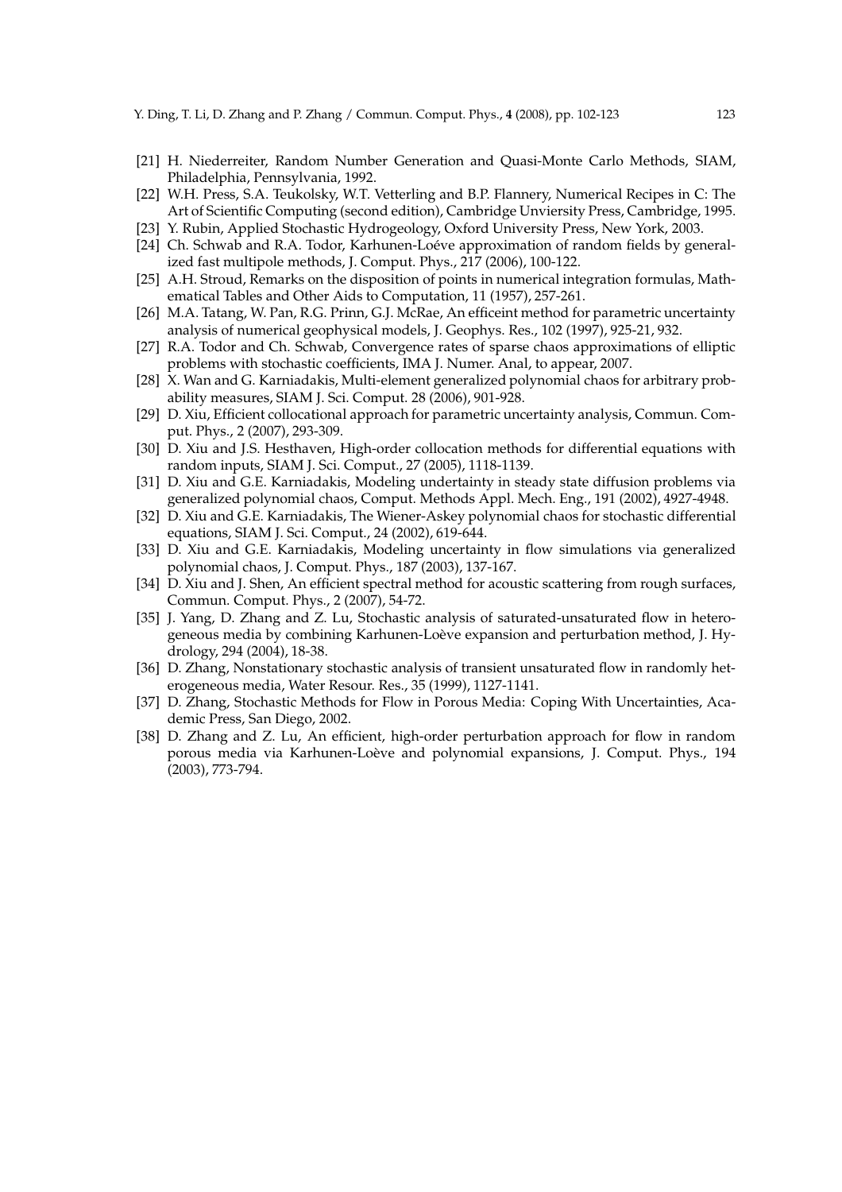[21] H. Niederreiter, Random Number Generation and Quasi-Monte Carlo Methods, SIAM, Philadelphia, Pennsylvania, 1992.

[22] W.H. Press, S.A. Teukolsky, W.T. Vetterling and B.P. Flannery, Numerical Recipes in C: The Art of Scientific Computing (second edition), Cambridge Unviersity Press, Cambridge, 1995.

[23] Y. Rubin, Applied Stochastic Hydrogeology, Oxford University Press, New York, 2003.

[24] Ch. Schwab and R.A. Todor, Karhunen-Loéve approximation of random fields by generalized fast multipole methods, J. Comput. Phys., 217 (2006), 100-122.

[25] A.H. Stroud, Remarks on the disposition of points in numerical integration formulas, Mathematical Tables and Other Aids to Computation, 11 (1957), 257-261.

[26] M.A. Tatang, W. Pan, R.G. Prinn, G.J. McRae, An efficeint method for parametric uncertainty analysis of numerical geophysical models, J. Geophys. Res., 102 (1997), 925-21, 932.

[27] R.A. Todor and Ch. Schwab, Convergence rates of sparse chaos approximations of elliptic problems with stochastic coefficients, IMA J. Numer. Anal, to appear, 2007.

[28] X. Wan and G. Karniadakis, Multi-element generalized polynomial chaos for arbitrary probability measures, SIAM J. Sci. Comput. 28 (2006), 901-928.

[29] D. Xiu, Efficient collocational approach for parametric uncertainty analysis, Commun. Comput. Phys., 2 (2007), 293-309.

[30] D. Xiu and J.S. Hesthaven, High-order collocation methods for differential equations with random inputs, SIAM J. Sci. Comput., 27 (2005), 1118-1139.

[31] D. Xiu and G.E. Karniadakis, Modeling undertainty in steady state diffusion problems via generalized polynomial chaos, Comput. Methods Appl. Mech. Eng., 191 (2002), 4927-4948.

[32] D. Xiu and G.E. Karniadakis, The Wiener-Askey polynomial chaos for stochastic differential equations, SIAM J. Sci. Comput., 24 (2002), 619-644.

[33] D. Xiu and G.E. Karniadakis, Modeling uncertainty in flow simulations via generalized polynomial chaos, J. Comput. Phys., 187 (2003), 137-167.

[34] D. Xiu and J. Shen, An efficient spectral method for acoustic scattering from rough surfaces, Commun. Comput. Phys., 2 (2007), 54-72.

[35] J. Yang, D. Zhang and Z. Lu, Stochastic analysis of saturated-unsaturated flow in heterogeneous media by combining Karhunen-Loève expansion and perturbation method, J. Hydrology, 294 (2004), 18-38.

[36] D. Zhang, Nonstationary stochastic analysis of transient unsaturated flow in randomly heterogeneous media, Water Resour. Res., 35 (1999), 1127-1141.

[37] D. Zhang, Stochastic Methods for Flow in Porous Media: Coping With Uncertainties, Academic Press, San Diego, 2002.

[38] D. Zhang and Z. Lu, An efficient, high-order perturbation approach for flow in random porous media via Karhunen-Loève and polynomial expansions, J. Comput. Phys., 194 (2003), 773-794.